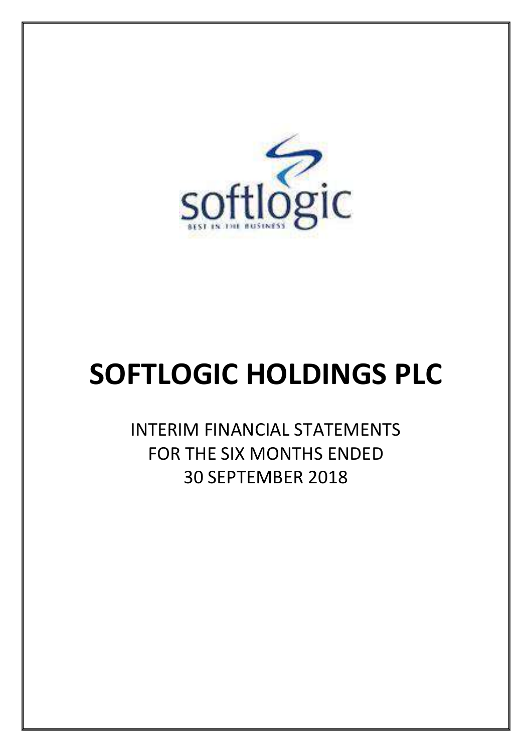softlogic

BEST IN THE BUSINESS

# SOFTLOGIC HOLDINGS PLC

INTERIM FINANCIAL STATEMENTS
FOR THE SIX MONTHS ENDED
30 SEPTEMBER 2018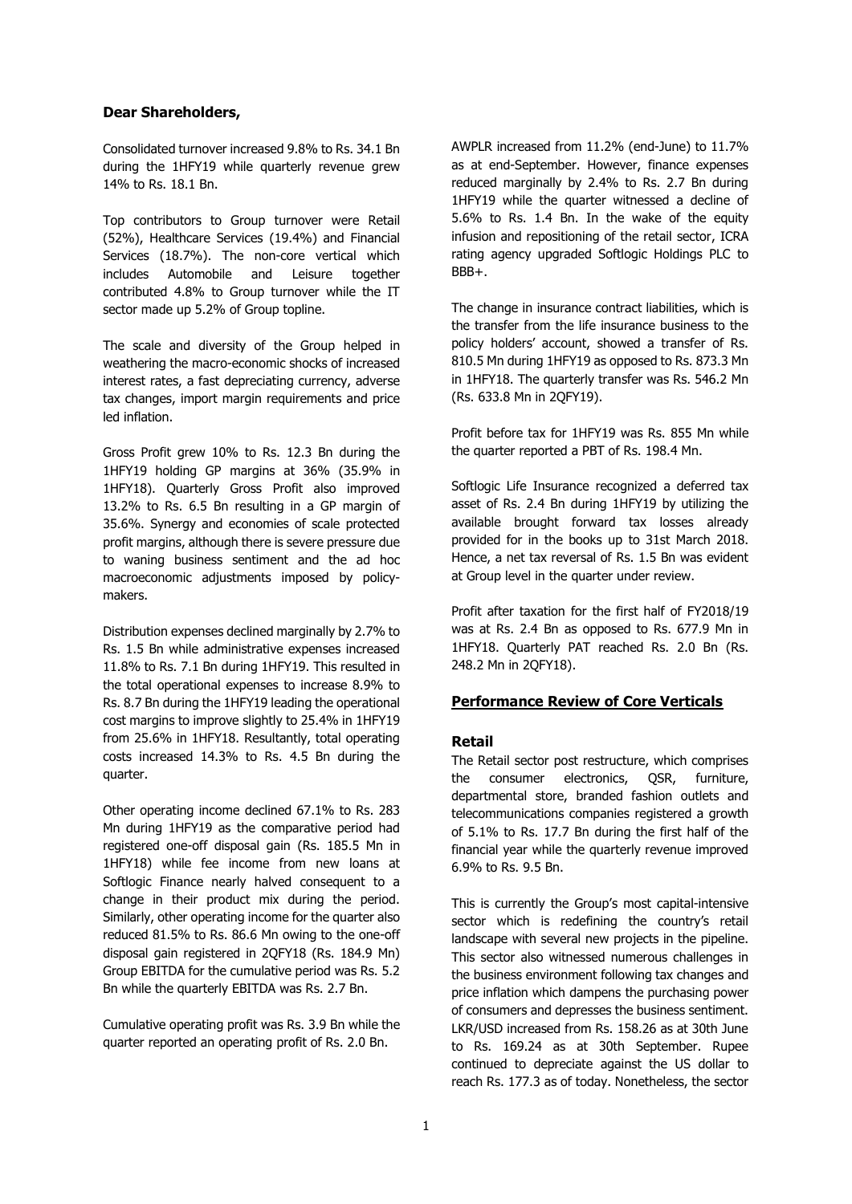**Dear Shareholders,**

Consolidated turnover increased 9.8% to Rs. 34.1 Bn during the 1HFY19 while quarterly revenue grew 14% to Rs. 18.1 Bn.

Top contributors to Group turnover were Retail (52%), Healthcare Services (19.4%) and Financial Services (18.7%). The non-core vertical which includes Automobile and Leisure together contributed 4.8% to Group turnover while the IT sector made up 5.2% of Group topline.

The scale and diversity of the Group helped in weathering the macro-economic shocks of increased interest rates, a fast depreciating currency, adverse tax changes, import margin requirements and price led inflation.

Gross Profit grew 10% to Rs. 12.3 Bn during the 1HFY19 holding GP margins at 36% (35.9% in 1HFY18). Quarterly Gross Profit also improved 13.2% to Rs. 6.5 Bn resulting in a GP margin of 35.6%. Synergy and economies of scale protected profit margins, although there is severe pressure due to waning business sentiment and the ad hoc macroeconomic adjustments imposed by policy-makers.

Distribution expenses declined marginally by 2.7% to Rs. 1.5 Bn while administrative expenses increased 11.8% to Rs. 7.1 Bn during 1HFY19. This resulted in the total operational expenses to increase 8.9% to Rs. 8.7 Bn during the 1HFY19 leading the operational cost margins to improve slightly to 25.4% in 1HFY19 from 25.6% in 1HFY18. Resultantly, total operating costs increased 14.3% to Rs. 4.5 Bn during the quarter.

Other operating income declined 67.1% to Rs. 283 Mn during 1HFY19 as the comparative period had registered one-off disposal gain (Rs. 185.5 Mn in 1HFY18) while fee income from new loans at Softlogic Finance nearly halved consequent to a change in their product mix during the period. Similarly, other operating income for the quarter also reduced 81.5% to Rs. 86.6 Mn owing to the one-off disposal gain registered in 2QFY18 (Rs. 184.9 Mn) Group EBITDA for the cumulative period was Rs. 5.2 Bn while the quarterly EBITDA was Rs. 2.7 Bn.

Cumulative operating profit was Rs. 3.9 Bn while the quarter reported an operating profit of Rs. 2.0 Bn.

AWPLR increased from 11.2% (end-June) to 11.7% as at end-September. However, finance expenses reduced marginally by 2.4% to Rs. 2.7 Bn during 1HFY19 while the quarter witnessed a decline of 5.6% to Rs. 1.4 Bn. In the wake of the equity infusion and repositioning of the retail sector, ICRA rating agency upgraded Softlogic Holdings PLC to BBB+.

The change in insurance contract liabilities, which is the transfer from the life insurance business to the policy holders' account, showed a transfer of Rs. 810.5 Mn during 1HFY19 as opposed to Rs. 873.3 Mn in 1HFY18. The quarterly transfer was Rs. 546.2 Mn (Rs. 633.8 Mn in 2QFY19).

Profit before tax for 1HFY19 was Rs. 855 Mn while the quarter reported a PBT of Rs. 198.4 Mn.

Softlogic Life Insurance recognized a deferred tax asset of Rs. 2.4 Bn during 1HFY19 by utilizing the available brought forward tax losses already provided for in the books up to 31st March 2018. Hence, a net tax reversal of Rs. 1.5 Bn was evident at Group level in the quarter under review.

Profit after taxation for the first half of FY2018/19 was at Rs. 2.4 Bn as opposed to Rs. 677.9 Mn in 1HFY18. Quarterly PAT reached Rs. 2.0 Bn (Rs. 248.2 Mn in 2QFY18).

## Performance Review of Core Verticals

### Retail

The Retail sector post restructure, which comprises the consumer electronics, QSR, furniture, departmental store, branded fashion outlets and telecommunications companies registered a growth of 5.1% to Rs. 17.7 Bn during the first half of the financial year while the quarterly revenue improved 6.9% to Rs. 9.5 Bn.

This is currently the Group's most capital-intensive sector which is redefining the country's retail landscape with several new projects in the pipeline. This sector also witnessed numerous challenges in the business environment following tax changes and price inflation which dampens the purchasing power of consumers and depresses the business sentiment. LKR/USD increased from Rs. 158.26 as at 30th June to Rs. 169.24 as at 30th September. Rupee continued to depreciate against the US dollar to reach Rs. 177.3 as of today. Nonetheless, the sector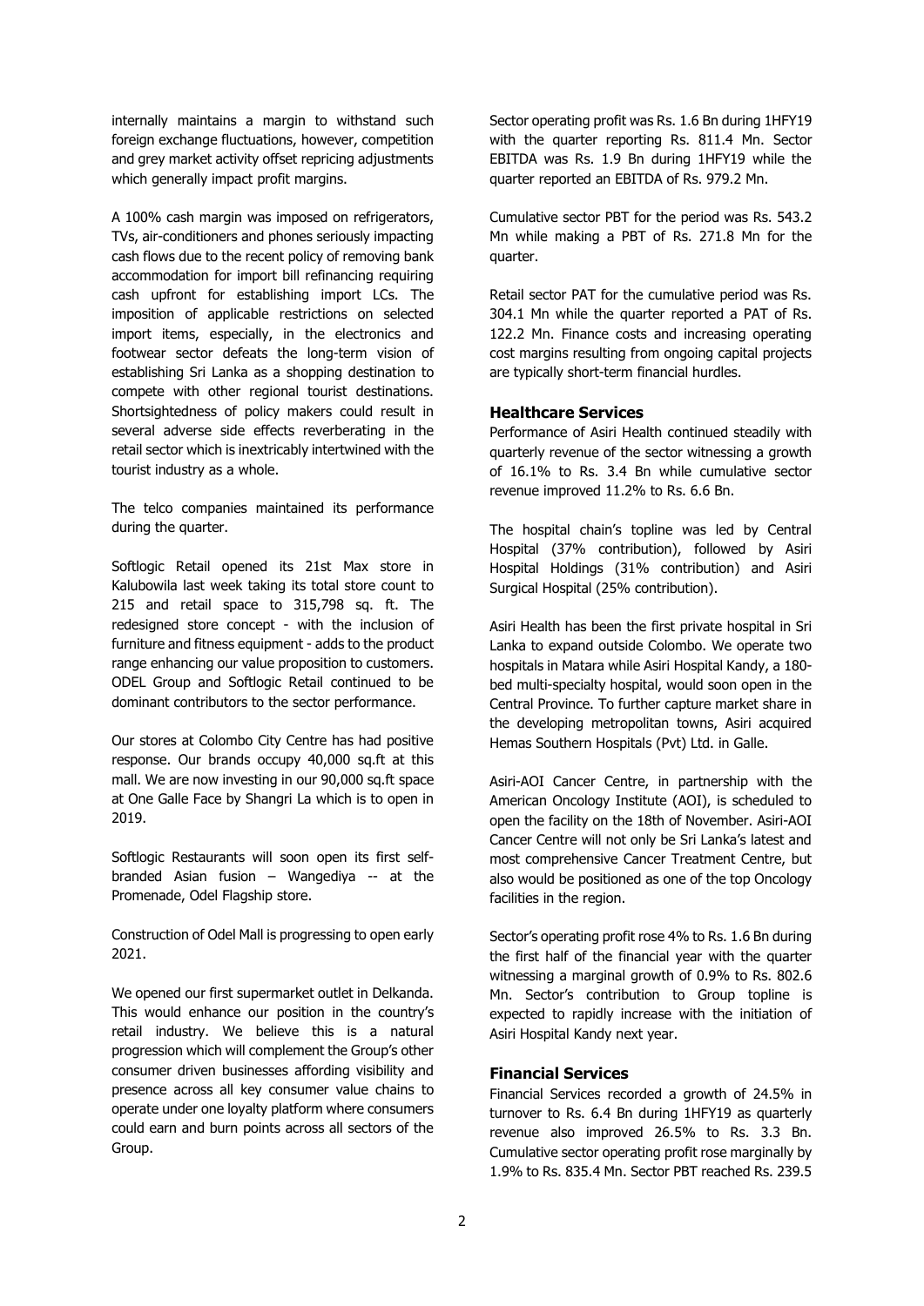internally maintains a margin to withstand such foreign exchange fluctuations, however, competition and grey market activity offset repricing adjustments which generally impact profit margins.

A 100% cash margin was imposed on refrigerators, TVs, air-conditioners and phones seriously impacting cash flows due to the recent policy of removing bank accommodation for import bill refinancing requiring cash upfront for establishing import LCs. The imposition of applicable restrictions on selected import items, especially, in the electronics and footwear sector defeats the long-term vision of establishing Sri Lanka as a shopping destination to compete with other regional tourist destinations. Shortsightedness of policy makers could result in several adverse side effects reverberating in the retail sector which is inextricably intertwined with the tourist industry as a whole.

The telco companies maintained its performance during the quarter.

Softlogic Retail opened its 21st Max store in Kalubowila last week taking its total store count to 215 and retail space to 315,798 sq. ft. The redesigned store concept - with the inclusion of furniture and fitness equipment - adds to the product range enhancing our value proposition to customers. ODEL Group and Softlogic Retail continued to be dominant contributors to the sector performance.

Our stores at Colombo City Centre has had positive response. Our brands occupy 40,000 sq.ft at this mall. We are now investing in our 90,000 sq.ft space at One Galle Face by Shangri La which is to open in 2019.

Softlogic Restaurants will soon open its first self-branded Asian fusion – Wangediya -- at the Promenade, Odel Flagship store.

Construction of Odel Mall is progressing to open early 2021.

We opened our first supermarket outlet in Delkanda. This would enhance our position in the country's retail industry. We believe this is a natural progression which will complement the Group's other consumer driven businesses affording visibility and presence across all key consumer value chains to operate under one loyalty platform where consumers could earn and burn points across all sectors of the Group.

Sector operating profit was Rs. 1.6 Bn during 1HFY19 with the quarter reporting Rs. 811.4 Mn. Sector EBITDA was Rs. 1.9 Bn during 1HFY19 while the quarter reported an EBITDA of Rs. 979.2 Mn.

Cumulative sector PBT for the period was Rs. 543.2 Mn while making a PBT of Rs. 271.8 Mn for the quarter.

Retail sector PAT for the cumulative period was Rs. 304.1 Mn while the quarter reported a PAT of Rs. 122.2 Mn. Finance costs and increasing operating cost margins resulting from ongoing capital projects are typically short-term financial hurdles.

### Healthcare Services

Performance of Asiri Health continued steadily with quarterly revenue of the sector witnessing a growth of 16.1% to Rs. 3.4 Bn while cumulative sector revenue improved 11.2% to Rs. 6.6 Bn.

The hospital chain's topline was led by Central Hospital (37% contribution), followed by Asiri Hospital Holdings (31% contribution) and Asiri Surgical Hospital (25% contribution).

Asiri Health has been the first private hospital in Sri Lanka to expand outside Colombo. We operate two hospitals in Matara while Asiri Hospital Kandy, a 180-bed multi-specialty hospital, would soon open in the Central Province. To further capture market share in the developing metropolitan towns, Asiri acquired Hemas Southern Hospitals (Pvt) Ltd. in Galle.

Asiri-AOI Cancer Centre, in partnership with the American Oncology Institute (AOI), is scheduled to open the facility on the 18th of November. Asiri-AOI Cancer Centre will not only be Sri Lanka's latest and most comprehensive Cancer Treatment Centre, but also would be positioned as one of the top Oncology facilities in the region.

Sector's operating profit rose 4% to Rs. 1.6 Bn during the first half of the financial year with the quarter witnessing a marginal growth of 0.9% to Rs. 802.6 Mn. Sector's contribution to Group topline is expected to rapidly increase with the initiation of Asiri Hospital Kandy next year.

### Financial Services

Financial Services recorded a growth of 24.5% in turnover to Rs. 6.4 Bn during 1HFY19 as quarterly revenue also improved 26.5% to Rs. 3.3 Bn. Cumulative sector operating profit rose marginally by 1.9% to Rs. 835.4 Mn. Sector PBT reached Rs. 239.5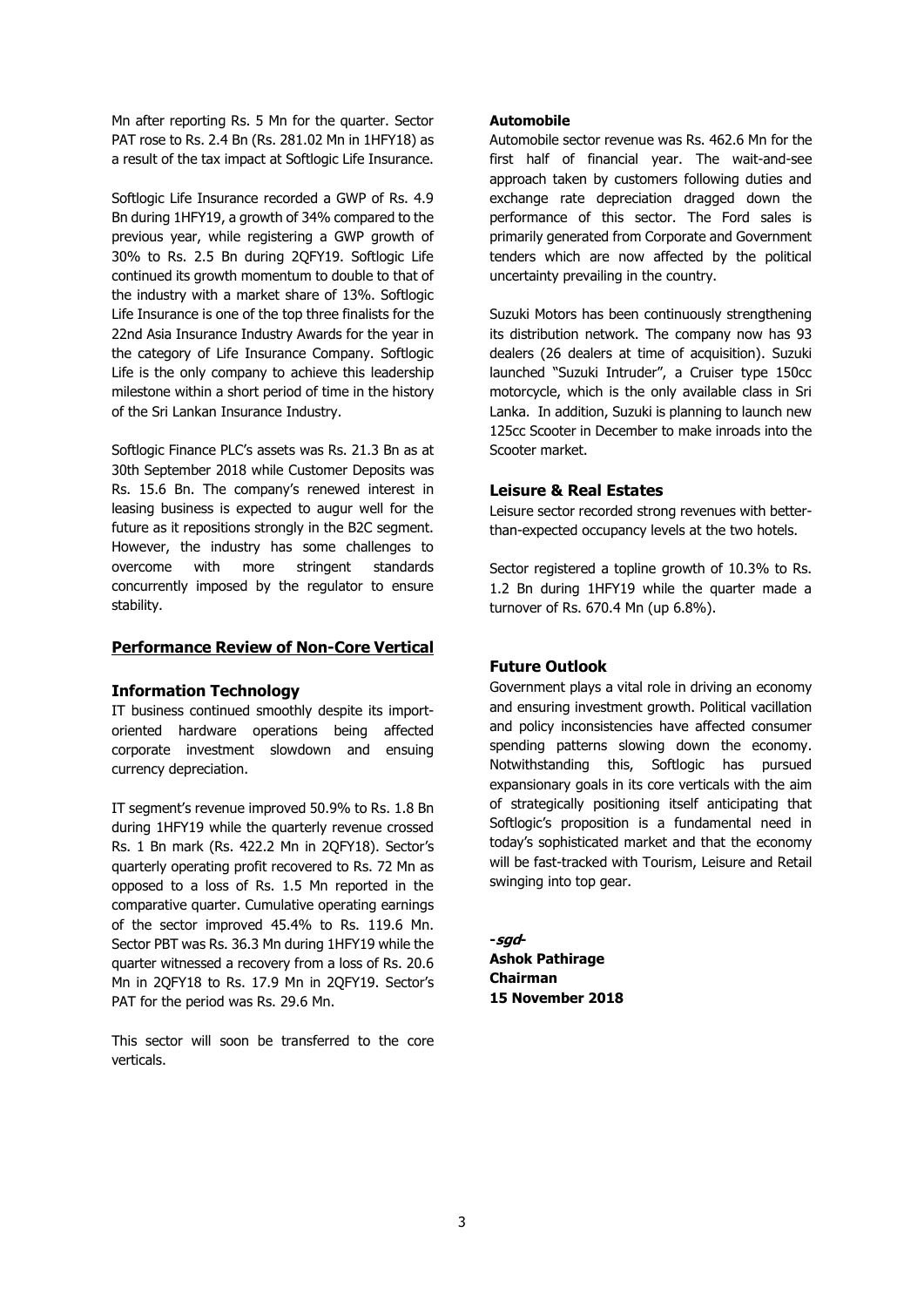Mn after reporting Rs. 5 Mn for the quarter. Sector PAT rose to Rs. 2.4 Bn (Rs. 281.02 Mn in 1HFY18) as a result of the tax impact at Softlogic Life Insurance.

Softlogic Life Insurance recorded a GWP of Rs. 4.9 Bn during 1HFY19, a growth of 34% compared to the previous year, while registering a GWP growth of 30% to Rs. 2.5 Bn during 2QFY19. Softlogic Life continued its growth momentum to double to that of the industry with a market share of 13%. Softlogic Life Insurance is one of the top three finalists for the 22nd Asia Insurance Industry Awards for the year in the category of Life Insurance Company. Softlogic Life is the only company to achieve this leadership milestone within a short period of time in the history of the Sri Lankan Insurance Industry.

Softlogic Finance PLC's assets was Rs. 21.3 Bn as at 30th September 2018 while Customer Deposits was Rs. 15.6 Bn. The company's renewed interest in leasing business is expected to augur well for the future as it repositions strongly in the B2C segment. However, the industry has some challenges to overcome with more stringent standards concurrently imposed by the regulator to ensure stability.

## Performance Review of Non-Core Vertical

### Information Technology

IT business continued smoothly despite its import-oriented hardware operations being affected corporate investment slowdown and ensuing currency depreciation.

IT segment's revenue improved 50.9% to Rs. 1.8 Bn during 1HFY19 while the quarterly revenue crossed Rs. 1 Bn mark (Rs. 422.2 Mn in 2QFY18). Sector's quarterly operating profit recovered to Rs. 72 Mn as opposed to a loss of Rs. 1.5 Mn reported in the comparative quarter. Cumulative operating earnings of the sector improved 45.4% to Rs. 119.6 Mn. Sector PBT was Rs. 36.3 Mn during 1HFY19 while the quarter witnessed a recovery from a loss of Rs. 20.6 Mn in 2QFY18 to Rs. 17.9 Mn in 2QFY19. Sector's PAT for the period was Rs. 29.6 Mn.

This sector will soon be transferred to the core verticals.

**Automobile**

Automobile sector revenue was Rs. 462.6 Mn for the first half of financial year. The wait-and-see approach taken by customers following duties and exchange rate depreciation dragged down the performance of this sector. The Ford sales is primarily generated from Corporate and Government tenders which are now affected by the political uncertainty prevailing in the country.

Suzuki Motors has been continuously strengthening its distribution network. The company now has 93 dealers (26 dealers at time of acquisition). Suzuki launched "Suzuki Intruder", a Cruiser type 150cc motorcycle, which is the only available class in Sri Lanka. In addition, Suzuki is planning to launch new 125cc Scooter in December to make inroads into the Scooter market.

### Leisure & Real Estates

Leisure sector recorded strong revenues with better-than-expected occupancy levels at the two hotels.

Sector registered a topline growth of 10.3% to Rs. 1.2 Bn during 1HFY19 while the quarter made a turnover of Rs. 670.4 Mn (up 6.8%).

### Future Outlook

Government plays a vital role in driving an economy and ensuring investment growth. Political vacillation and policy inconsistencies have affected consumer spending patterns slowing down the economy. Notwithstanding this, Softlogic has pursued expansionary goals in its core verticals with the aim of strategically positioning itself anticipating that Softlogic's proposition is a fundamental need in today's sophisticated market and that the economy will be fast-tracked with Tourism, Leisure and Retail swinging into top gear.

***-sgd-***
**Ashok Pathirage**
**Chairman**
**15 November 2018**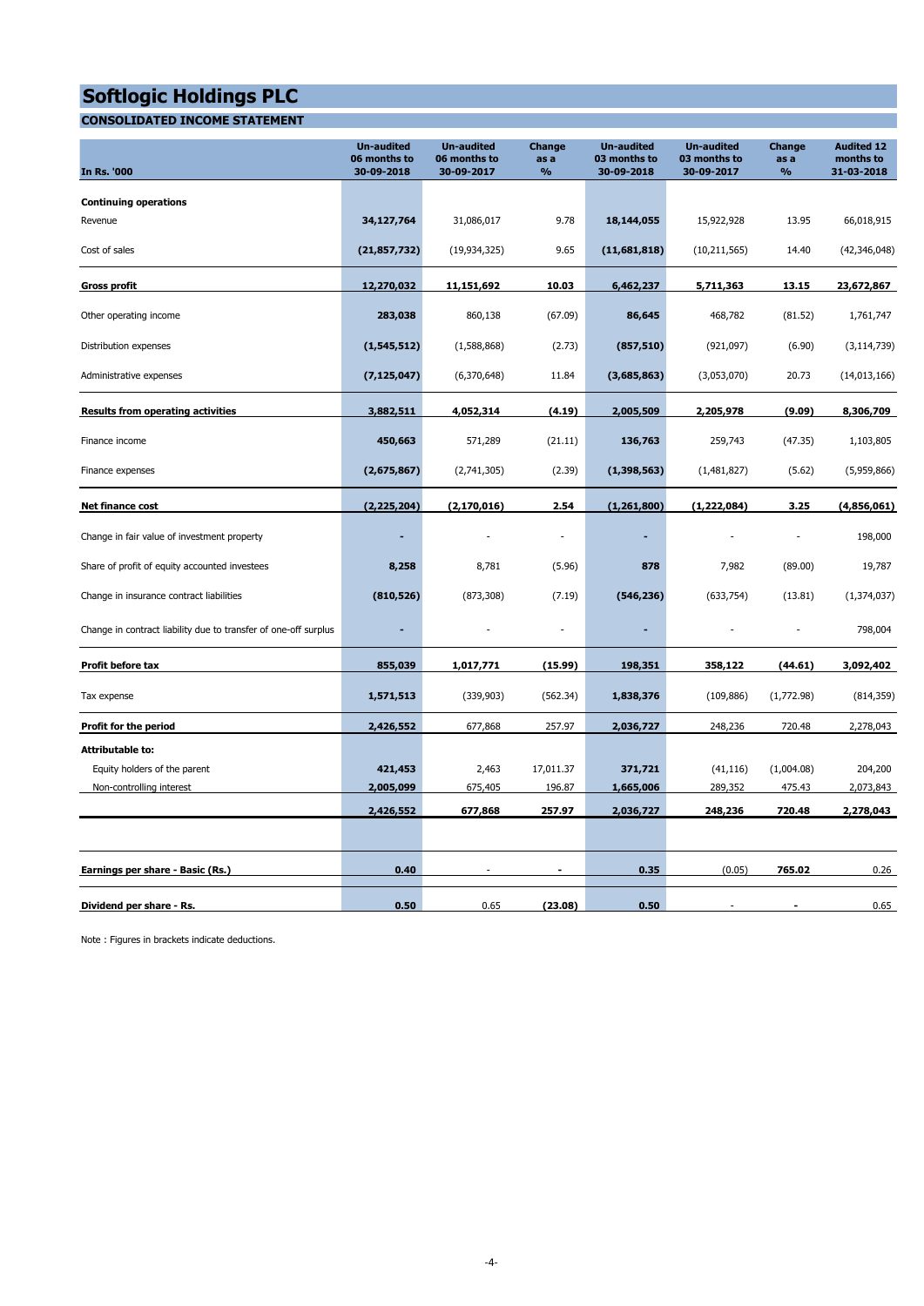# Softlogic Holdings PLC

## CONSOLIDATED INCOME STATEMENT

| In Rs. '000 | Un-audited 06 months to 30-09-2018 | Un-audited 06 months to 30-09-2017 | Change as a % | Un-audited 03 months to 30-09-2018 | Un-audited 03 months to 30-09-2017 | Change as a % | Audited 12 months to 31-03-2018 |
|---|---|---|---|---|---|---|---|
| **Continuing operations** | | | | | | | |
| Revenue | **34,127,764** | 31,086,017 | 9.78 | **18,144,055** | 15,922,928 | 13.95 | 66,018,915 |
| Cost of sales | **(21,857,732)** | (19,934,325) | 9.65 | **(11,681,818)** | (10,211,565) | 14.40 | (42,346,048) |
| **Gross profit** | **12,270,032** | **11,151,692** | **10.03** | **6,462,237** | **5,711,363** | **13.15** | **23,672,867** |
| Other operating income | **283,038** | 860,138 | (67.09) | **86,645** | 468,782 | (81.52) | 1,761,747 |
| Distribution expenses | **(1,545,512)** | (1,588,868) | (2.73) | **(857,510)** | (921,097) | (6.90) | (3,114,739) |
| Administrative expenses | **(7,125,047)** | (6,370,648) | 11.84 | **(3,685,863)** | (3,053,070) | 20.73 | (14,013,166) |
| **Results from operating activities** | **3,882,511** | **4,052,314** | **(4.19)** | **2,005,509** | **2,205,978** | **(9.09)** | **8,306,709** |
| Finance income | **450,663** | 571,289 | (21.11) | **136,763** | 259,743 | (47.35) | 1,103,805 |
| Finance expenses | **(2,675,867)** | (2,741,305) | (2.39) | **(1,398,563)** | (1,481,827) | (5.62) | (5,959,866) |
| **Net finance cost** | **(2,225,204)** | **(2,170,016)** | **2.54** | **(1,261,800)** | **(1,222,084)** | **3.25** | **(4,856,061)** |
| Change in fair value of investment property | **-** | - | - | **-** | - | - | 198,000 |
| Share of profit of equity accounted investees | **8,258** | 8,781 | (5.96) | **878** | 7,982 | (89.00) | 19,787 |
| Change in insurance contract liabilities | **(810,526)** | (873,308) | (7.19) | **(546,236)** | (633,754) | (13.81) | (1,374,037) |
| Change in contract liability due to transfer of one-off surplus | **-** | - | - | **-** | - | - | 798,004 |
| **Profit before tax** | **855,039** | **1,017,771** | **(15.99)** | **198,351** | **358,122** | **(44.61)** | **3,092,402** |
| Tax expense | **1,571,513** | (339,903) | (562.34) | **1,838,376** | (109,886) | (1,772.98) | (814,359) |
| **Profit for the period** | **2,426,552** | 677,868 | 257.97 | **2,036,727** | 248,236 | 720.48 | 2,278,043 |
| **Attributable to:** | | | | | | | |
| Equity holders of the parent | **421,453** | 2,463 | 17,011.37 | **371,721** | (41,116) | (1,004.08) | 204,200 |
| Non-controlling interest | **2,005,099** | 675,405 | 196.87 | **1,665,006** | 289,352 | 475.43 | 2,073,843 |
| | **2,426,552** | **677,868** | **257.97** | **2,036,727** | **248,236** | **720.48** | **2,278,043** |
| **Earnings per share - Basic (Rs.)** | **0.40** | - | **-** | **0.35** | (0.05) | **765.02** | 0.26 |
| **Dividend per share - Rs.** | **0.50** | 0.65 | **(23.08)** | **0.50** | - | **-** | 0.65 |

Note : Figures in brackets indicate deductions.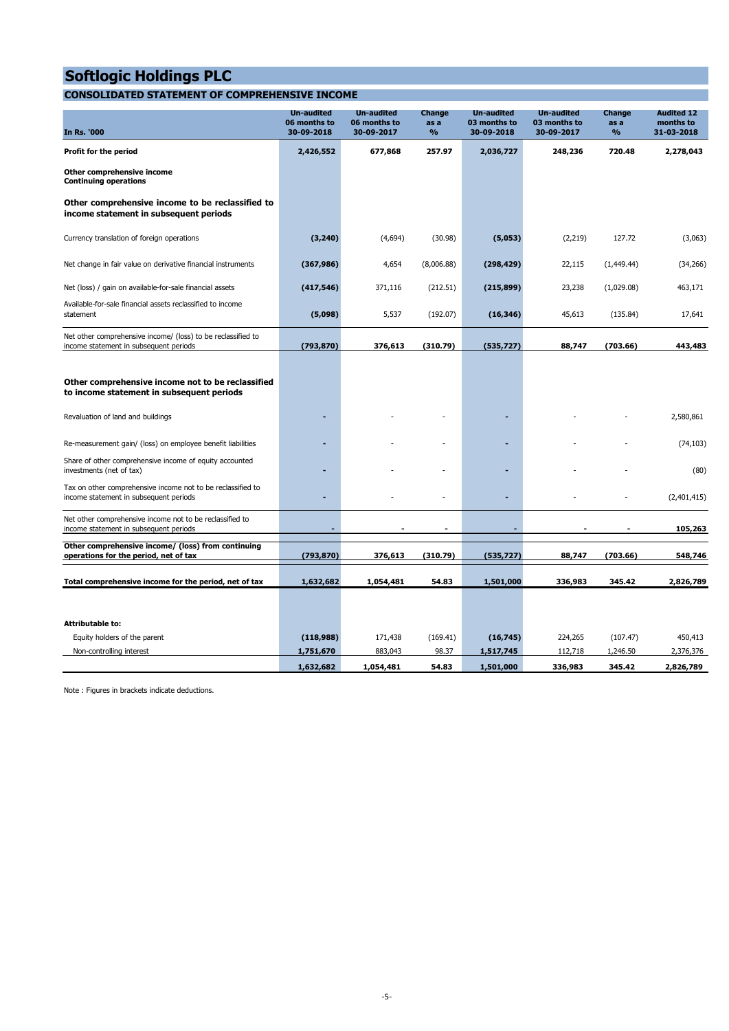# Softlogic Holdings PLC

## CONSOLIDATED STATEMENT OF COMPREHENSIVE INCOME

| In Rs. '000 | Un-audited 06 months to 30-09-2018 | Un-audited 06 months to 30-09-2017 | Change as a % | Un-audited 03 months to 30-09-2018 | Un-audited 03 months to 30-09-2017 | Change as a % | Audited 12 months to 31-03-2018 |
|---|---|---|---|---|---|---|---|
| **Profit for the period** | **2,426,552** | **677,868** | **257.97** | **2,036,727** | **248,236** | **720.48** | **2,278,043** |
| **Other comprehensive income** | | | | | | | |
| **Continuing operations** | | | | | | | |
| **Other comprehensive income to be reclassified to income statement in subsequent periods** | | | | | | | |
| Currency translation of foreign operations | **(3,240)** | (4,694) | (30.98) | **(5,053)** | (2,219) | 127.72 | (3,063) |
| Net change in fair value on derivative financial instruments | **(367,986)** | 4,654 | (8,006.88) | **(298,429)** | 22,115 | (1,449.44) | (34,266) |
| Net (loss) / gain on available-for-sale financial assets | **(417,546)** | 371,116 | (212.51) | **(215,899)** | 23,238 | (1,029.08) | 463,171 |
| Available-for-sale financial assets reclassified to income statement | **(5,098)** | 5,537 | (192.07) | **(16,346)** | 45,613 | (135.84) | 17,641 |
| Net other comprehensive income/ (loss) to be reclassified to income statement in subsequent periods | **(793,870)** | **376,613** | **(310.79)** | **(535,727)** | **88,747** | **(703.66)** | **443,483** |
| **Other comprehensive income not to be reclassified to income statement in subsequent periods** | | | | | | | |
| Revaluation of land and buildings | **-** | - | - | **-** | - | - | 2,580,861 |
| Re-measurement gain/ (loss) on employee benefit liabilities | **-** | - | - | **-** | - | - | (74,103) |
| Share of other comprehensive income of equity accounted investments (net of tax) | **-** | - | - | **-** | - | - | (80) |
| Tax on other comprehensive income not to be reclassified to income statement in subsequent periods | **-** | - | - | **-** | - | - | (2,401,415) |
| Net other comprehensive income not to be reclassified to income statement in subsequent periods | **-** | **-** | **-** | **-** | **-** | **-** | **105,263** |
| **Other comprehensive income/ (loss) from continuing operations for the period, net of tax** | **(793,870)** | **376,613** | **(310.79)** | **(535,727)** | **88,747** | **(703.66)** | **548,746** |
| **Total comprehensive income for the period, net of tax** | **1,632,682** | **1,054,481** | **54.83** | **1,501,000** | **336,983** | **345.42** | **2,826,789** |
| **Attributable to:** | | | | | | | |
| Equity holders of the parent | **(118,988)** | 171,438 | (169.41) | **(16,745)** | 224,265 | (107.47) | 450,413 |
| Non-controlling interest | **1,751,670** | 883,043 | 98.37 | **1,517,745** | 112,718 | 1,246.50 | 2,376,376 |
| | **1,632,682** | **1,054,481** | **54.83** | **1,501,000** | **336,983** | **345.42** | **2,826,789** |

Note : Figures in brackets indicate deductions.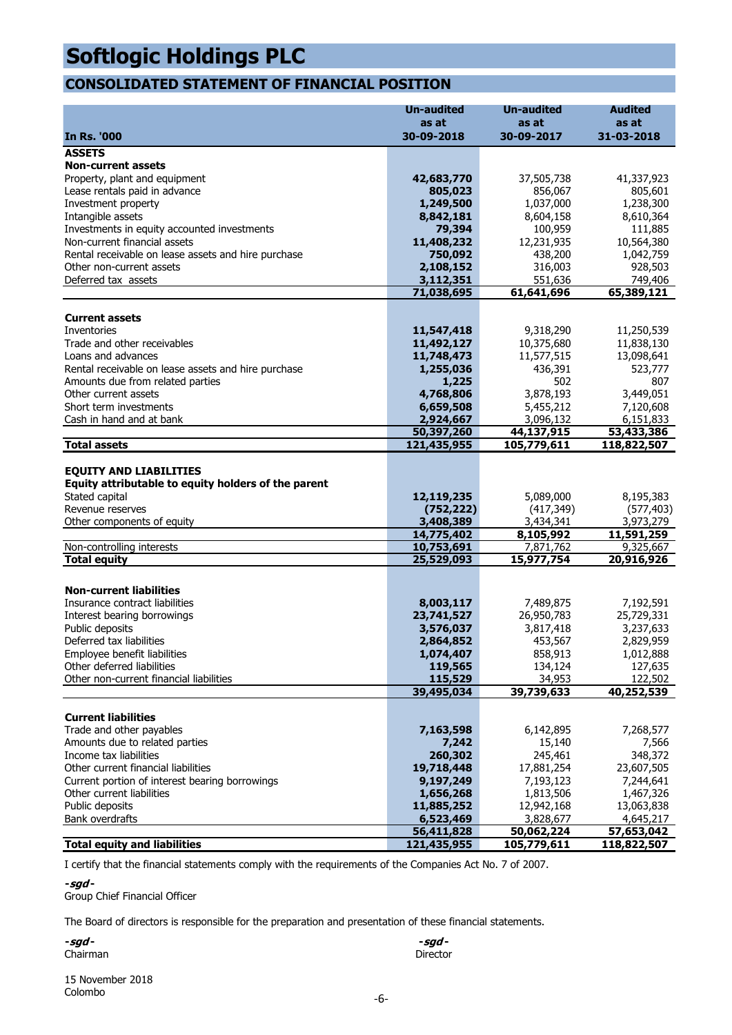# Softlogic Holdings PLC

## CONSOLIDATED STATEMENT OF FINANCIAL POSITION

| In Rs. '000 | Un-audited as at 30-09-2018 | Un-audited as at 30-09-2017 | Audited as at 31-03-2018 |
|---|---|---|---|
| **ASSETS** | | | |
| **Non-current assets** | | | |
| Property, plant and equipment | **42,683,770** | 37,505,738 | 41,337,923 |
| Lease rentals paid in advance | **805,023** | 856,067 | 805,601 |
| Investment property | **1,249,500** | 1,037,000 | 1,238,300 |
| Intangible assets | **8,842,181** | 8,604,158 | 8,610,364 |
| Investments in equity accounted investments | **79,394** | 100,959 | 111,885 |
| Non-current financial assets | **11,408,232** | 12,231,935 | 10,564,380 |
| Rental receivable on lease assets and hire purchase | **750,092** | 438,200 | 1,042,759 |
| Other non-current assets | **2,108,152** | 316,003 | 928,503 |
| Deferred tax assets | **3,112,351** | 551,636 | 749,406 |
| | **71,038,695** | **61,641,696** | **65,389,121** |
| **Current assets** | | | |
| Inventories | **11,547,418** | 9,318,290 | 11,250,539 |
| Trade and other receivables | **11,492,127** | 10,375,680 | 11,838,130 |
| Loans and advances | **11,748,473** | 11,577,515 | 13,098,641 |
| Rental receivable on lease assets and hire purchase | **1,255,036** | 436,391 | 523,777 |
| Amounts due from related parties | **1,225** | 502 | 807 |
| Other current assets | **4,768,806** | 3,878,193 | 3,449,051 |
| Short term investments | **6,659,508** | 5,455,212 | 7,120,608 |
| Cash in hand and at bank | **2,924,667** | 3,096,132 | 6,151,833 |
| | **50,397,260** | **44,137,915** | **53,433,386** |
| **Total assets** | **121,435,955** | **105,779,611** | **118,822,507** |
| **EQUITY AND LIABILITIES** | | | |
| **Equity attributable to equity holders of the parent** | | | |
| Stated capital | **12,119,235** | 5,089,000 | 8,195,383 |
| Revenue reserves | **(752,222)** | (417,349) | (577,403) |
| Other components of equity | **3,408,389** | 3,434,341 | 3,973,279 |
| | **14,775,402** | **8,105,992** | **11,591,259** |
| Non-controlling interests | **10,753,691** | 7,871,762 | 9,325,667 |
| **Total equity** | **25,529,093** | **15,977,754** | **20,916,926** |
| **Non-current liabilities** | | | |
| Insurance contract liabilities | **8,003,117** | 7,489,875 | 7,192,591 |
| Interest bearing borrowings | **23,741,527** | 26,950,783 | 25,729,331 |
| Public deposits | **3,576,037** | 3,817,418 | 3,237,633 |
| Deferred tax liabilities | **2,864,852** | 453,567 | 2,829,959 |
| Employee benefit liabilities | **1,074,407** | 858,913 | 1,012,888 |
| Other deferred liabilities | **119,565** | 134,124 | 127,635 |
| Other non-current financial liabilities | **115,529** | 34,953 | 122,502 |
| | **39,495,034** | **39,739,633** | **40,252,539** |
| **Current liabilities** | | | |
| Trade and other payables | **7,163,598** | 6,142,895 | 7,268,577 |
| Amounts due to related parties | **7,242** | 15,140 | 7,566 |
| Income tax liabilities | **260,302** | 245,461 | 348,372 |
| Other current financial liabilities | **19,718,448** | 17,881,254 | 23,607,505 |
| Current portion of interest bearing borrowings | **9,197,249** | 7,193,123 | 7,244,641 |
| Other current liabilities | **1,656,268** | 1,813,506 | 1,467,326 |
| Public deposits | **11,885,252** | 12,942,168 | 13,063,838 |
| Bank overdrafts | **6,523,469** | 3,828,677 | 4,645,217 |
| | **56,411,828** | **50,062,224** | **57,653,042** |
| **Total equity and liabilities** | **121,435,955** | **105,779,611** | **118,822,507** |

I certify that the financial statements comply with the requirements of the Companies Act No. 7 of 2007.

***-sgd-***
Group Chief Financial Officer

The Board of directors is responsible for the preparation and presentation of these financial statements.

***-sgd-***
Chairman

***-sgd-***
Director

15 November 2018
Colombo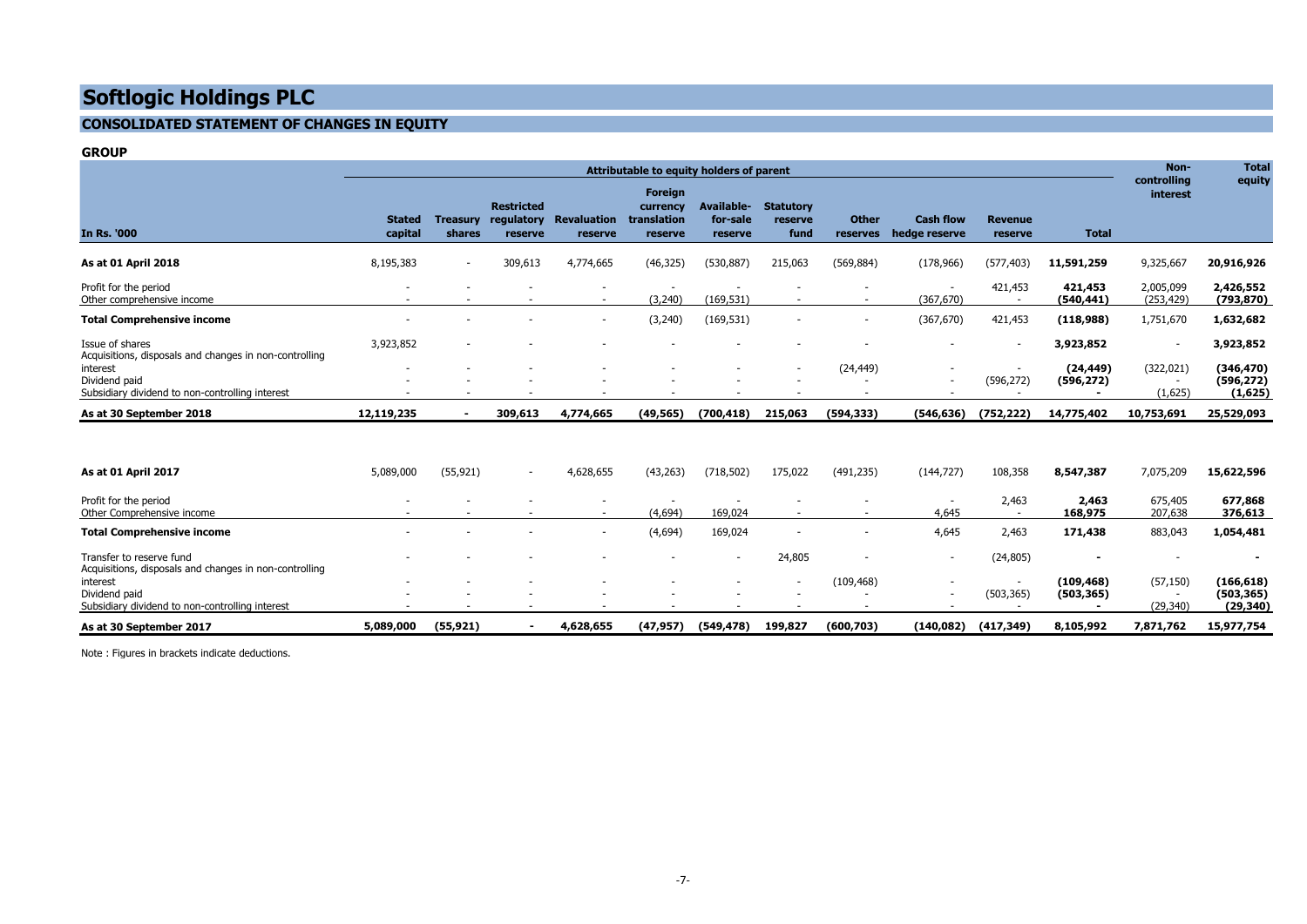# Softlogic Holdings PLC

## CONSOLIDATED STATEMENT OF CHANGES IN EQUITY

### GROUP

| In Rs. '000 | Attributable to equity holders of parent | | | | | | | | | | | Non-controlling interest | Total equity |
|---|---|---|---|---|---|---|---|---|---|---|---|---|---|
| | Stated capital | Treasury shares | Restricted regulatory reserve | Revaluation reserve | Foreign currency translation reserve | Available-for-sale reserve | Statutory reserve fund | Other reserves | Cash flow hedge reserve | Revenue reserve | Total | | |
| **As at 01 April 2018** | 8,195,383 | - | 309,613 | 4,774,665 | (46,325) | (530,887) | 215,063 | (569,884) | (178,966) | (577,403) | **11,591,259** | 9,325,667 | **20,916,926** |
| Profit for the period | - | - | - | - | - | - | - | - | - | 421,453 | **421,453** | 2,005,099 | **2,426,552** |
| Other comprehensive income | - | - | - | - | (3,240) | (169,531) | - | - | (367,670) | - | **(540,441)** | (253,429) | **(793,870)** |
| **Total Comprehensive income** | - | - | - | - | (3,240) | (169,531) | - | - | (367,670) | 421,453 | **(118,988)** | 1,751,670 | **1,632,682** |
| Issue of shares | 3,923,852 | - | - | - | - | - | - | - | - | - | **3,923,852** | - | **3,923,852** |
| Acquisitions, disposals and changes in non-controlling interest | - | - | - | - | - | - | - | (24,449) | - | - | **(24,449)** | (322,021) | **(346,470)** |
| Dividend paid | - | - | - | - | - | - | - | - | - | (596,272) | **(596,272)** | - | **(596,272)** |
| Subsidiary dividend to non-controlling interest | - | - | - | - | - | - | - | - | - | - | **-** | (1,625) | **(1,625)** |
| **As at 30 September 2018** | **12,119,235** | **-** | **309,613** | **4,774,665** | **(49,565)** | **(700,418)** | **215,063** | **(594,333)** | **(546,636)** | **(752,222)** | **14,775,402** | **10,753,691** | **25,529,093** |
| | | | | | | | | | | | | | |
| **As at 01 April 2017** | 5,089,000 | (55,921) | - | 4,628,655 | (43,263) | (718,502) | 175,022 | (491,235) | (144,727) | 108,358 | **8,547,387** | 7,075,209 | **15,622,596** |
| Profit for the period | - | - | - | - | - | - | - | - | - | 2,463 | **2,463** | 675,405 | **677,868** |
| Other Comprehensive income | - | - | - | - | (4,694) | 169,024 | - | - | 4,645 | - | **168,975** | 207,638 | **376,613** |
| **Total Comprehensive income** | - | - | - | - | (4,694) | 169,024 | - | - | 4,645 | 2,463 | **171,438** | 883,043 | **1,054,481** |
| Transfer to reserve fund | - | - | - | - | - | - | 24,805 | - | - | (24,805) | **-** | - | **-** |
| Acquisitions, disposals and changes in non-controlling interest | - | - | - | - | - | - | - | (109,468) | - | - | **(109,468)** | (57,150) | **(166,618)** |
| Dividend paid | - | - | - | - | - | - | - | - | - | (503,365) | **(503,365)** | - | **(503,365)** |
| Subsidiary dividend to non-controlling interest | - | - | - | - | - | - | - | - | - | - | **-** | (29,340) | **(29,340)** |
| **As at 30 September 2017** | **5,089,000** | **(55,921)** | **-** | **4,628,655** | **(47,957)** | **(549,478)** | **199,827** | **(600,703)** | **(140,082)** | **(417,349)** | **8,105,992** | **7,871,762** | **15,977,754** |

Note : Figures in brackets indicate deductions.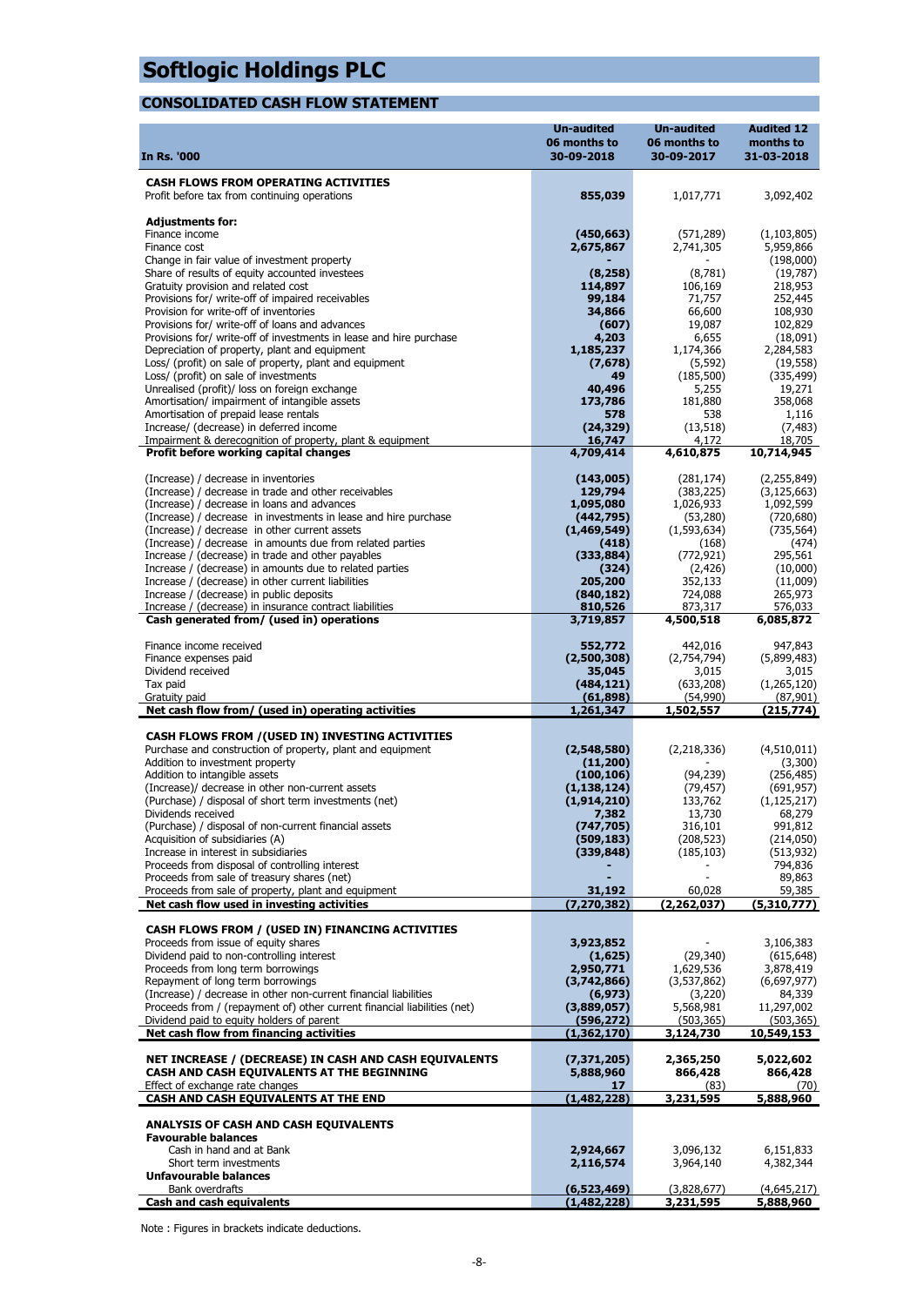# Softlogic Holdings PLC

## CONSOLIDATED CASH FLOW STATEMENT

| In Rs. '000 | Un-audited 06 months to 30-09-2018 | Un-audited 06 months to 30-09-2017 | Audited 12 months to 31-03-2018 |
|---|---|---|---|
| **CASH FLOWS FROM OPERATING ACTIVITIES** | | | |
| Profit before tax from continuing operations | **855,039** | 1,017,771 | 3,092,402 |
| **Adjustments for:** | | | |
| Finance income | **(450,663)** | (571,289) | (1,103,805) |
| Finance cost | **2,675,867** | 2,741,305 | 5,959,866 |
| Change in fair value of investment property | **-** | - | (198,000) |
| Share of results of equity accounted investees | **(8,258)** | (8,781) | (19,787) |
| Gratuity provision and related cost | **114,897** | 106,169 | 218,953 |
| Provisions for/ write-off of impaired receivables | **99,184** | 71,757 | 252,445 |
| Provision for write-off of inventories | **34,866** | 66,600 | 108,930 |
| Provisions for/ write-off of loans and advances | **(607)** | 19,087 | 102,829 |
| Provisions for/ write-off of investments in lease and hire purchase | **4,203** | 6,655 | (18,091) |
| Depreciation of property, plant and equipment | **1,185,237** | 1,174,366 | 2,284,583 |
| Loss/ (profit) on sale of property, plant and equipment | **(7,678)** | (5,592) | (19,558) |
| Loss/ (profit) on sale of investments | **49** | (185,500) | (335,499) |
| Unrealised (profit)/ loss on foreign exchange | **40,496** | 5,255 | 19,271 |
| Amortisation/ impairment of intangible assets | **173,786** | 181,880 | 358,068 |
| Amortisation of prepaid lease rentals | **578** | 538 | 1,116 |
| Increase/ (decrease) in deferred income | **(24,329)** | (13,518) | (7,483) |
| Impairment & derecognition of property, plant & equipment | **16,747** | 4,172 | 18,705 |
| **Profit before working capital changes** | **4,709,414** | **4,610,875** | **10,714,945** |
| (Increase) / decrease in inventories | **(143,005)** | (281,174) | (2,255,849) |
| (Increase) / decrease in trade and other receivables | **129,794** | (383,225) | (3,125,663) |
| (Increase) / decrease in loans and advances | **1,095,080** | 1,026,933 | 1,092,599 |
| (Increase) / decrease in investments in lease and hire purchase | **(442,795)** | (53,280) | (720,680) |
| (Increase) / decrease in other current assets | **(1,469,549)** | (1,593,634) | (735,564) |
| (Increase) / decrease in amounts due from related parties | **(418)** | (168) | (474) |
| Increase / (decrease) in trade and other payables | **(333,884)** | (772,921) | 295,561 |
| Increase / (decrease) in amounts due to related parties | **(324)** | (2,426) | (10,000) |
| Increase / (decrease) in other current liabilities | **205,200** | 352,133 | (11,009) |
| Increase / (decrease) in public deposits | **(840,182)** | 724,088 | 265,973 |
| Increase / (decrease) in insurance contract liabilities | **810,526** | 873,317 | 576,033 |
| **Cash generated from/ (used in) operations** | **3,719,857** | **4,500,518** | **6,085,872** |
| Finance income received | **552,772** | 442,016 | 947,843 |
| Finance expenses paid | **(2,500,308)** | (2,754,794) | (5,899,483) |
| Dividend received | **35,045** | 3,015 | 3,015 |
| Tax paid | **(484,121)** | (633,208) | (1,265,120) |
| Gratuity paid | **(61,898)** | (54,990) | (87,901) |
| **Net cash flow from/ (used in) operating activities** | **1,261,347** | **1,502,557** | **(215,774)** |
| **CASH FLOWS FROM /(USED IN) INVESTING ACTIVITIES** | | | |
| Purchase and construction of property, plant and equipment | **(2,548,580)** | (2,218,336) | (4,510,011) |
| Addition to investment property | **(11,200)** | - | (3,300) |
| Addition to intangible assets | **(100,106)** | (94,239) | (256,485) |
| (Increase)/ decrease in other non-current assets | **(1,138,124)** | (79,457) | (691,957) |
| (Purchase) / disposal of short term investments (net) | **(1,914,210)** | 133,762 | (1,125,217) |
| Dividends received | **7,382** | 13,730 | 68,279 |
| (Purchase) / disposal of non-current financial assets | **(747,705)** | 316,101 | 991,812 |
| Acquisition of subsidiaries (A) | **(509,183)** | (208,523) | (214,050) |
| Increase in interest in subsidiaries | **(339,848)** | (185,103) | (513,932) |
| Proceeds from disposal of controlling interest | **-** | - | 794,836 |
| Proceeds from sale of treasury shares (net) | **-** | - | 89,863 |
| Proceeds from sale of property, plant and equipment | **31,192** | 60,028 | 59,385 |
| **Net cash flow used in investing activities** | **(7,270,382)** | **(2,262,037)** | **(5,310,777)** |
| **CASH FLOWS FROM / (USED IN) FINANCING ACTIVITIES** | | | |
| Proceeds from issue of equity shares | **3,923,852** | - | 3,106,383 |
| Dividend paid to non-controlling interest | **(1,625)** | (29,340) | (615,648) |
| Proceeds from long term borrowings | **2,950,771** | 1,629,536 | 3,878,419 |
| Repayment of long term borrowings | **(3,742,866)** | (3,537,862) | (6,697,977) |
| (Increase) / decrease in other non-current financial liabilities | **(6,973)** | (3,220) | 84,339 |
| Proceeds from / (repayment of) other current financial liabilities (net) | **(3,889,057)** | 5,568,981 | 11,297,002 |
| Dividend paid to equity holders of parent | **(596,272)** | (503,365) | (503,365) |
| **Net cash flow from financing activities** | **(1,362,170)** | **3,124,730** | **10,549,153** |
| **NET INCREASE / (DECREASE) IN CASH AND CASH EQUIVALENTS** | **(7,371,205)** | **2,365,250** | **5,022,602** |
| **CASH AND CASH EQUIVALENTS AT THE BEGINNING** | **5,888,960** | **866,428** | **866,428** |
| Effect of exchange rate changes | **17** | (83) | (70) |
| **CASH AND CASH EQUIVALENTS AT THE END** | **(1,482,228)** | **3,231,595** | **5,888,960** |
| **ANALYSIS OF CASH AND CASH EQUIVALENTS** | | | |
| **Favourable balances** | | | |
| Cash in hand and at Bank | **2,924,667** | 3,096,132 | 6,151,833 |
| Short term investments | **2,116,574** | 3,964,140 | 4,382,344 |
| **Unfavourable balances** | | | |
| Bank overdrafts | **(6,523,469)** | (3,828,677) | (4,645,217) |
| **Cash and cash equivalents** | **(1,482,228)** | **3,231,595** | **5,888,960** |

Note : Figures in brackets indicate deductions.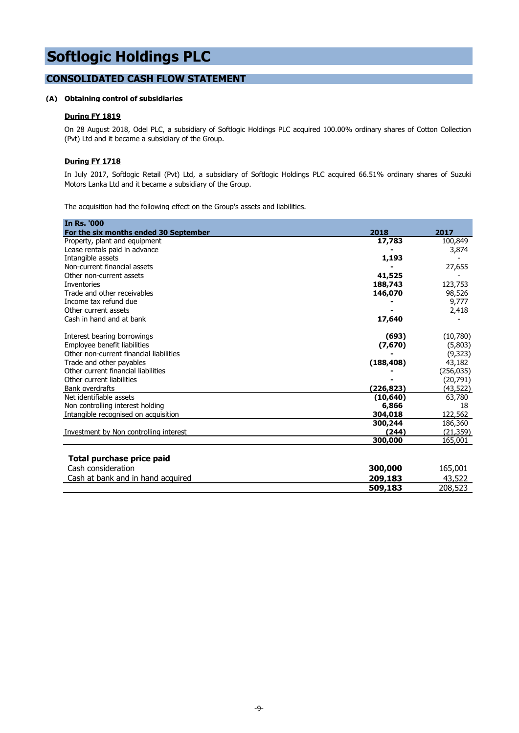# Softlogic Holdings PLC

## CONSOLIDATED CASH FLOW STATEMENT

**(A) Obtaining control of subsidiaries**

**During FY 1819**

On 28 August 2018, Odel PLC, a subsidiary of Softlogic Holdings PLC acquired 100.00% ordinary shares of Cotton Collection (Pvt) Ltd and it became a subsidiary of the Group.

**During FY 1718**

In July 2017, Softlogic Retail (Pvt) Ltd, a subsidiary of Softlogic Holdings PLC acquired 66.51% ordinary shares of Suzuki Motors Lanka Ltd and it became a subsidiary of the Group.

The acquisition had the following effect on the Group's assets and liabilities.

| **In Rs. '000**<br>**For the six months ended 30 September** | **2018** | **2017** |
|---|---|---|
| Property, plant and equipment | **17,783** | 100,849 |
| Lease rentals paid in advance | **-** | 3,874 |
| Intangible assets | **1,193** | - |
| Non-current financial assets | **-** | 27,655 |
| Other non-current assets | **41,525** | - |
| Inventories | **188,743** | 123,753 |
| Trade and other receivables | **146,070** | 98,526 |
| Income tax refund due | **-** | 9,777 |
| Other current assets | **-** | 2,418 |
| Cash in hand and at bank | **17,640** | - |
| | | |
| Interest bearing borrowings | **(693)** | (10,780) |
| Employee benefit liabilities | **(7,670)** | (5,803) |
| Other non-current financial liabilities | **-** | (9,323) |
| Trade and other payables | **(188,408)** | 43,182 |
| Other current financial liabilities | **-** | (256,035) |
| Other current liabilities | **-** | (20,791) |
| Bank overdrafts | **(226,823)** | (43,522) |
| Net identifiable assets | **(10,640)** | 63,780 |
| Non controlling interest holding | **6,866** | 18 |
| Intangible recognised on acquisition | **304,018** | 122,562 |
| | **300,244** | 186,360 |
| Investment by Non controlling interest | **(244)** | (21,359) |
| | **300,000** | 165,001 |
| | | |
| **Total purchase price paid** | | |
| Cash consideration | **300,000** | 165,001 |
| Cash at bank and in hand acquired | **209,183** | 43,522 |
| | **509,183** | 208,523 |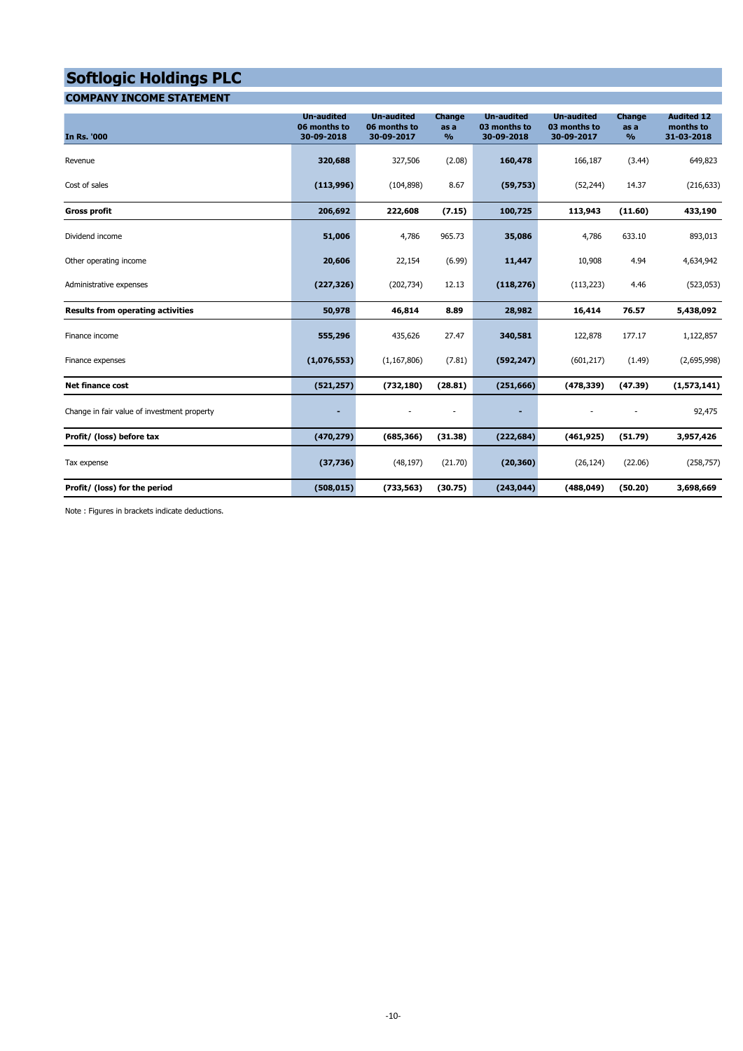# Softlogic Holdings PLC

## COMPANY INCOME STATEMENT

| In Rs. '000 | Un-audited 06 months to 30-09-2018 | Un-audited 06 months to 30-09-2017 | Change as a % | Un-audited 03 months to 30-09-2018 | Un-audited 03 months to 30-09-2017 | Change as a % | Audited 12 months to 31-03-2018 |
|---|---|---|---|---|---|---|---|
| Revenue | **320,688** | 327,506 | (2.08) | **160,478** | 166,187 | (3.44) | 649,823 |
| Cost of sales | **(113,996)** | (104,898) | 8.67 | **(59,753)** | (52,244) | 14.37 | (216,633) |
| **Gross profit** | **206,692** | **222,608** | **(7.15)** | **100,725** | **113,943** | **(11.60)** | **433,190** |
| Dividend income | **51,006** | 4,786 | 965.73 | **35,086** | 4,786 | 633.10 | 893,013 |
| Other operating income | **20,606** | 22,154 | (6.99) | **11,447** | 10,908 | 4.94 | 4,634,942 |
| Administrative expenses | **(227,326)** | (202,734) | 12.13 | **(118,276)** | (113,223) | 4.46 | (523,053) |
| **Results from operating activities** | **50,978** | **46,814** | **8.89** | **28,982** | **16,414** | **76.57** | **5,438,092** |
| Finance income | **555,296** | 435,626 | 27.47 | **340,581** | 122,878 | 177.17 | 1,122,857 |
| Finance expenses | **(1,076,553)** | (1,167,806) | (7.81) | **(592,247)** | (601,217) | (1.49) | (2,695,998) |
| **Net finance cost** | **(521,257)** | **(732,180)** | **(28.81)** | **(251,666)** | **(478,339)** | **(47.39)** | **(1,573,141)** |
| Change in fair value of investment property | **-** | - | - | **-** | - | - | 92,475 |
| **Profit/ (loss) before tax** | **(470,279)** | **(685,366)** | **(31.38)** | **(222,684)** | **(461,925)** | **(51.79)** | **3,957,426** |
| Tax expense | **(37,736)** | (48,197) | (21.70) | **(20,360)** | (26,124) | (22.06) | (258,757) |
| **Profit/ (loss) for the period** | **(508,015)** | **(733,563)** | **(30.75)** | **(243,044)** | **(488,049)** | **(50.20)** | **3,698,669** |

Note : Figures in brackets indicate deductions.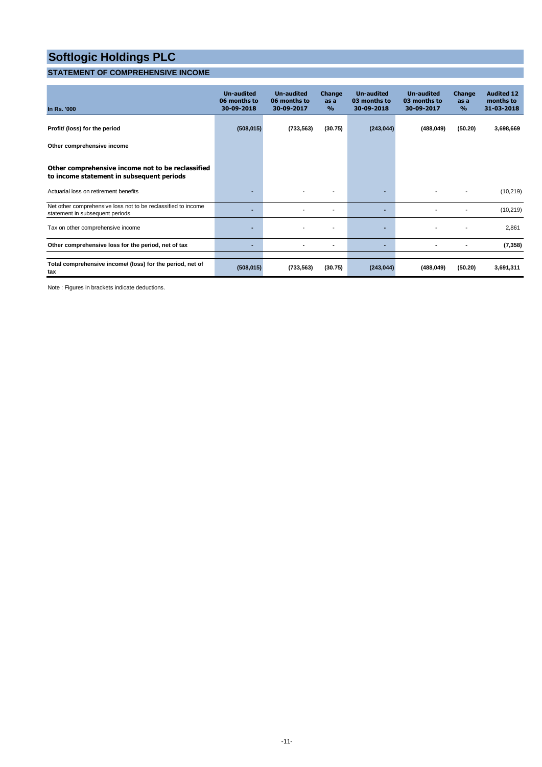# Softlogic Holdings PLC

## STATEMENT OF COMPREHENSIVE INCOME

| In Rs. '000 | Un-audited 06 months to 30-09-2018 | Un-audited 06 months to 30-09-2017 | Change as a % | Un-audited 03 months to 30-09-2018 | Un-audited 03 months to 30-09-2017 | Change as a % | Audited 12 months to 31-03-2018 |
|---|---|---|---|---|---|---|---|
| **Profit/ (loss) for the period** | **(508,015)** | **(733,563)** | **(30.75)** | **(243,044)** | **(488,049)** | **(50.20)** | **3,698,669** |
| **Other comprehensive income** | | | | | | | |
| **Other comprehensive income not to be reclassified to income statement in subsequent periods** | | | | | | | |
| Actuarial loss on retirement benefits | - | - | - | - | - | - | (10,219) |
| Net other comprehensive loss not to be reclassified to income statement in subsequent periods | - | - | - | - | - | - | (10,219) |
| Tax on other comprehensive income | - | - | - | - | - | - | 2,861 |
| **Other comprehensive loss for the period, net of tax** | **-** | **-** | **-** | **-** | **-** | **-** | **(7,358)** |
| **Total comprehensive income/ (loss) for the period, net of tax** | **(508,015)** | **(733,563)** | **(30.75)** | **(243,044)** | **(488,049)** | **(50.20)** | **3,691,311** |

Note : Figures in brackets indicate deductions.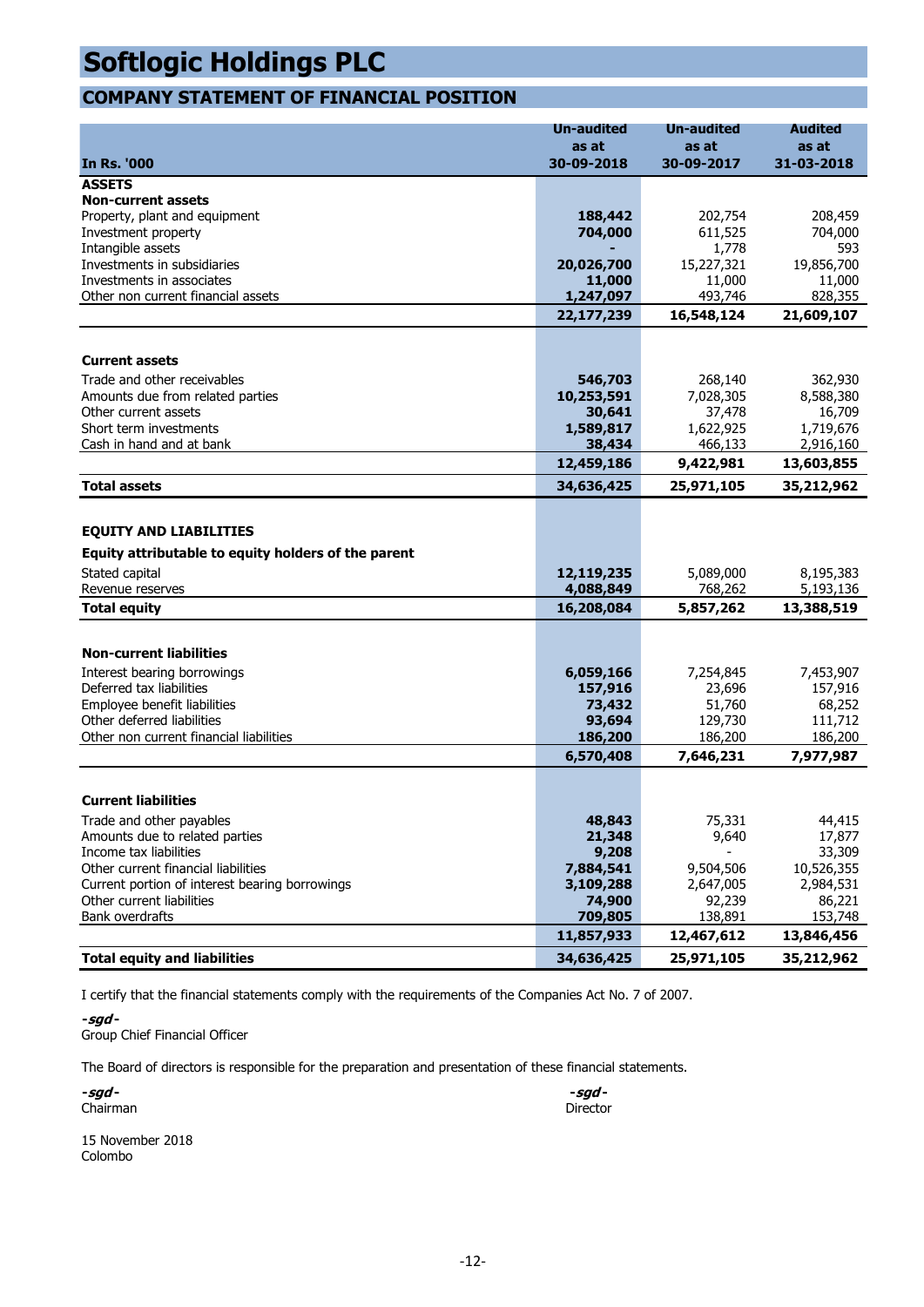# Softlogic Holdings PLC

## COMPANY STATEMENT OF FINANCIAL POSITION

| In Rs. '000 | Un-audited as at 30-09-2018 | Un-audited as at 30-09-2017 | Audited as at 31-03-2018 |
|---|---|---|---|
| **ASSETS** | | | |
| **Non-current assets** | | | |
| Property, plant and equipment | **188,442** | 202,754 | 208,459 |
| Investment property | **704,000** | 611,525 | 704,000 |
| Intangible assets | **-** | 1,778 | 593 |
| Investments in subsidiaries | **20,026,700** | 15,227,321 | 19,856,700 |
| Investments in associates | **11,000** | 11,000 | 11,000 |
| Other non current financial assets | **1,247,097** | 493,746 | 828,355 |
| | **22,177,239** | **16,548,124** | **21,609,107** |
| **Current assets** | | | |
| Trade and other receivables | **546,703** | 268,140 | 362,930 |
| Amounts due from related parties | **10,253,591** | 7,028,305 | 8,588,380 |
| Other current assets | **30,641** | 37,478 | 16,709 |
| Short term investments | **1,589,817** | 1,622,925 | 1,719,676 |
| Cash in hand and at bank | **38,434** | 466,133 | 2,916,160 |
| | **12,459,186** | **9,422,981** | **13,603,855** |
| **Total assets** | **34,636,425** | **25,971,105** | **35,212,962** |
| **EQUITY AND LIABILITIES** | | | |
| **Equity attributable to equity holders of the parent** | | | |
| Stated capital | **12,119,235** | 5,089,000 | 8,195,383 |
| Revenue reserves | **4,088,849** | 768,262 | 5,193,136 |
| **Total equity** | **16,208,084** | **5,857,262** | **13,388,519** |
| **Non-current liabilities** | | | |
| Interest bearing borrowings | **6,059,166** | 7,254,845 | 7,453,907 |
| Deferred tax liabilities | **157,916** | 23,696 | 157,916 |
| Employee benefit liabilities | **73,432** | 51,760 | 68,252 |
| Other deferred liabilities | **93,694** | 129,730 | 111,712 |
| Other non current financial liabilities | **186,200** | 186,200 | 186,200 |
| | **6,570,408** | **7,646,231** | **7,977,987** |
| **Current liabilities** | | | |
| Trade and other payables | **48,843** | 75,331 | 44,415 |
| Amounts due to related parties | **21,348** | 9,640 | 17,877 |
| Income tax liabilities | **9,208** | - | 33,309 |
| Other current financial liabilities | **7,884,541** | 9,504,506 | 10,526,355 |
| Current portion of interest bearing borrowings | **3,109,288** | 2,647,005 | 2,984,531 |
| Other current liabilities | **74,900** | 92,239 | 86,221 |
| Bank overdrafts | **709,805** | 138,891 | 153,748 |
| | **11,857,933** | **12,467,612** | **13,846,456** |
| **Total equity and liabilities** | **34,636,425** | **25,971,105** | **35,212,962** |

I certify that the financial statements comply with the requirements of the Companies Act No. 7 of 2007.

***-sgd-***
Group Chief Financial Officer

The Board of directors is responsible for the preparation and presentation of these financial statements.

***-sgd-***
Chairman

***-sgd-***
Director

15 November 2018
Colombo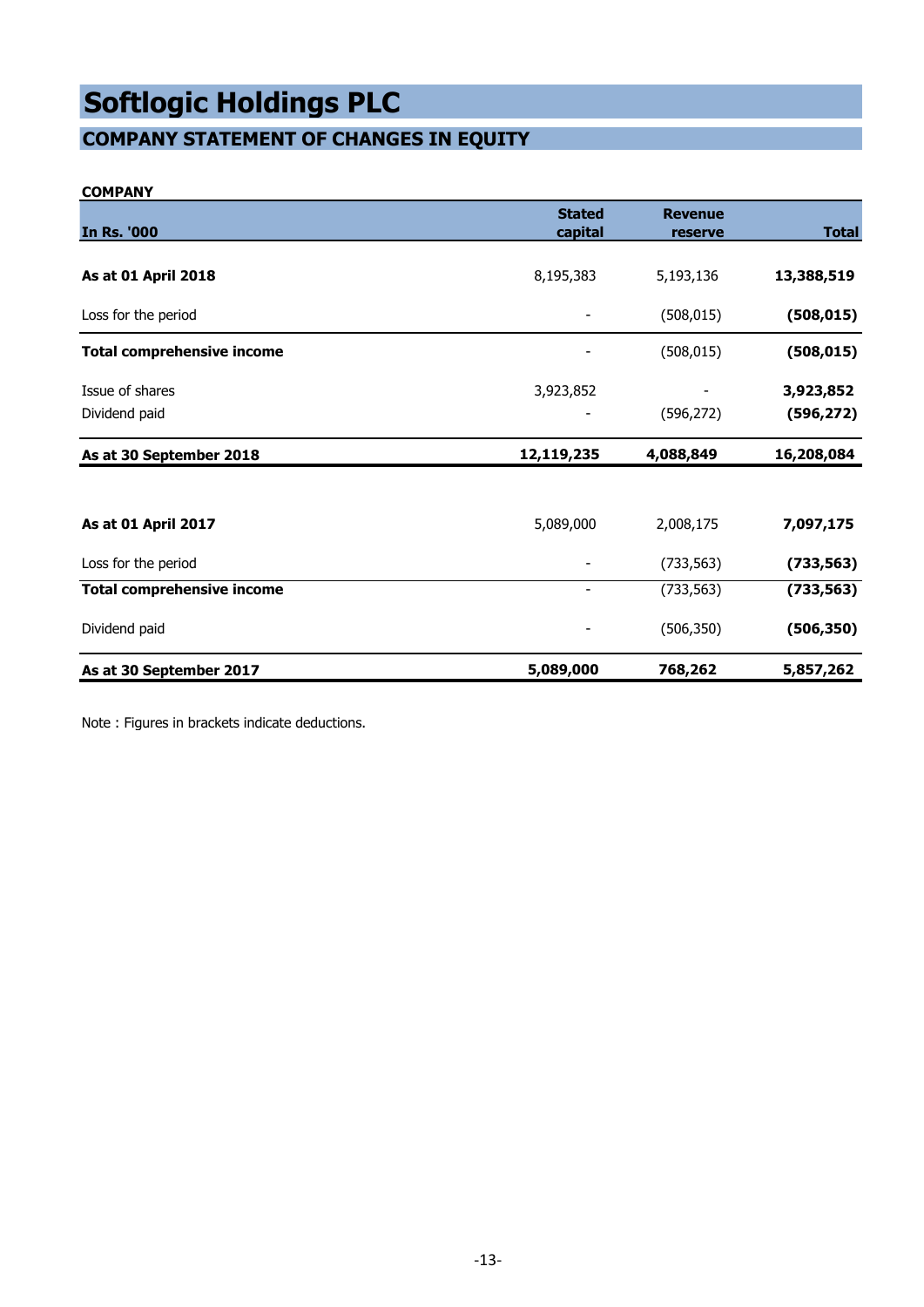# Softlogic Holdings PLC

## COMPANY STATEMENT OF CHANGES IN EQUITY

**COMPANY**

| In Rs. '000 | Stated capital | Revenue reserve | Total |
|---|---|---|---|
| **As at 01 April 2018** | 8,195,383 | 5,193,136 | **13,388,519** |
| Loss for the period | - | (508,015) | **(508,015)** |
| **Total comprehensive income** | - | (508,015) | **(508,015)** |
| Issue of shares | 3,923,852 | - | **3,923,852** |
| Dividend paid | - | (596,272) | **(596,272)** |
| **As at 30 September 2018** | **12,119,235** | **4,088,849** | **16,208,084** |
| | | | |
| **As at 01 April 2017** | 5,089,000 | 2,008,175 | **7,097,175** |
| Loss for the period | - | (733,563) | **(733,563)** |
| **Total comprehensive income** | - | (733,563) | **(733,563)** |
| Dividend paid | - | (506,350) | **(506,350)** |
| **As at 30 September 2017** | **5,089,000** | **768,262** | **5,857,262** |

Note : Figures in brackets indicate deductions.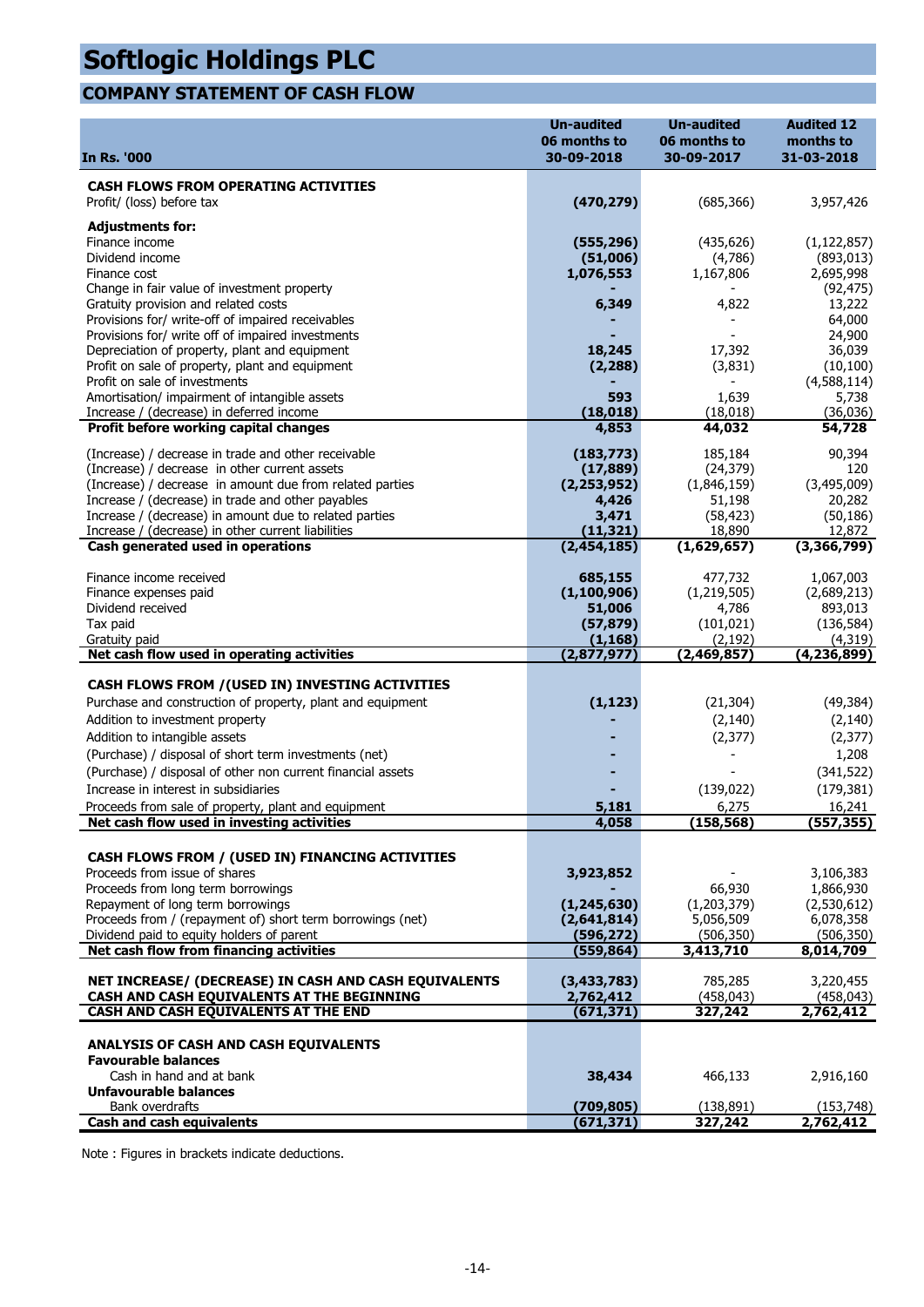# Softlogic Holdings PLC

## COMPANY STATEMENT OF CASH FLOW

| In Rs. '000 | Un-audited 06 months to 30-09-2018 | Un-audited 06 months to 30-09-2017 | Audited 12 months to 31-03-2018 |
|---|---|---|---|
| **CASH FLOWS FROM OPERATING ACTIVITIES** | | | |
| Profit/ (loss) before tax | **(470,279)** | (685,366) | 3,957,426 |
| **Adjustments for:** | | | |
| Finance income | **(555,296)** | (435,626) | (1,122,857) |
| Dividend income | **(51,006)** | (4,786) | (893,013) |
| Finance cost | **1,076,553** | 1,167,806 | 2,695,998 |
| Change in fair value of investment property | **-** | - | (92,475) |
| Gratuity provision and related costs | **6,349** | 4,822 | 13,222 |
| Provisions for/ write-off of impaired receivables | **-** | - | 64,000 |
| Provisions for/ write off of impaired investments | **-** | - | 24,900 |
| Depreciation of property, plant and equipment | **18,245** | 17,392 | 36,039 |
| Profit on sale of property, plant and equipment | **(2,288)** | (3,831) | (10,100) |
| Profit on sale of investments | **-** | - | (4,588,114) |
| Amortisation/ impairment of intangible assets | **593** | 1,639 | 5,738 |
| Increase / (decrease) in deferred income | **(18,018)** | (18,018) | (36,036) |
| **Profit before working capital changes** | **4,853** | **44,032** | **54,728** |
| (Increase) / decrease in trade and other receivable | **(183,773)** | 185,184 | 90,394 |
| (Increase) / decrease in other current assets | **(17,889)** | (24,379) | 120 |
| (Increase) / decrease in amount due from related parties | **(2,253,952)** | (1,846,159) | (3,495,009) |
| Increase / (decrease) in trade and other payables | **4,426** | 51,198 | 20,282 |
| Increase / (decrease) in amount due to related parties | **3,471** | (58,423) | (50,186) |
| Increase / (decrease) in other current liabilities | **(11,321)** | 18,890 | 12,872 |
| **Cash generated used in operations** | **(2,454,185)** | **(1,629,657)** | **(3,366,799)** |
| Finance income received | **685,155** | 477,732 | 1,067,003 |
| Finance expenses paid | **(1,100,906)** | (1,219,505) | (2,689,213) |
| Dividend received | **51,006** | 4,786 | 893,013 |
| Tax paid | **(57,879)** | (101,021) | (136,584) |
| Gratuity paid | **(1,168)** | (2,192) | (4,319) |
| **Net cash flow used in operating activities** | **(2,877,977)** | **(2,469,857)** | **(4,236,899)** |
| **CASH FLOWS FROM /(USED IN) INVESTING ACTIVITIES** | | | |
| Purchase and construction of property, plant and equipment | **(1,123)** | (21,304) | (49,384) |
| Addition to investment property | **-** | (2,140) | (2,140) |
| Addition to intangible assets | **-** | (2,377) | (2,377) |
| (Purchase) / disposal of short term investments (net) | **-** | - | 1,208 |
| (Purchase) / disposal of other non current financial assets | **-** | - | (341,522) |
| Increase in interest in subsidiaries | **-** | (139,022) | (179,381) |
| Proceeds from sale of property, plant and equipment | **5,181** | 6,275 | 16,241 |
| **Net cash flow used in investing activities** | **4,058** | **(158,568)** | **(557,355)** |
| **CASH FLOWS FROM / (USED IN) FINANCING ACTIVITIES** | | | |
| Proceeds from issue of shares | **3,923,852** | - | 3,106,383 |
| Proceeds from long term borrowings | **-** | 66,930 | 1,866,930 |
| Repayment of long term borrowings | **(1,245,630)** | (1,203,379) | (2,530,612) |
| Proceeds from / (repayment of) short term borrowings (net) | **(2,641,814)** | 5,056,509 | 6,078,358 |
| Dividend paid to equity holders of parent | **(596,272)** | (506,350) | (506,350) |
| **Net cash flow from financing activities** | **(559,864)** | **3,413,710** | **8,014,709** |
| **NET INCREASE/ (DECREASE) IN CASH AND CASH EQUIVALENTS** | **(3,433,783)** | 785,285 | 3,220,455 |
| **CASH AND CASH EQUIVALENTS AT THE BEGINNING** | **2,762,412** | (458,043) | (458,043) |
| **CASH AND CASH EQUIVALENTS AT THE END** | **(671,371)** | **327,242** | **2,762,412** |
| **ANALYSIS OF CASH AND CASH EQUIVALENTS** | | | |
| **Favourable balances** | | | |
| Cash in hand and at bank | **38,434** | 466,133 | 2,916,160 |
| **Unfavourable balances** | | | |
| Bank overdrafts | **(709,805)** | (138,891) | (153,748) |
| **Cash and cash equivalents** | **(671,371)** | **327,242** | **2,762,412** |

Note : Figures in brackets indicate deductions.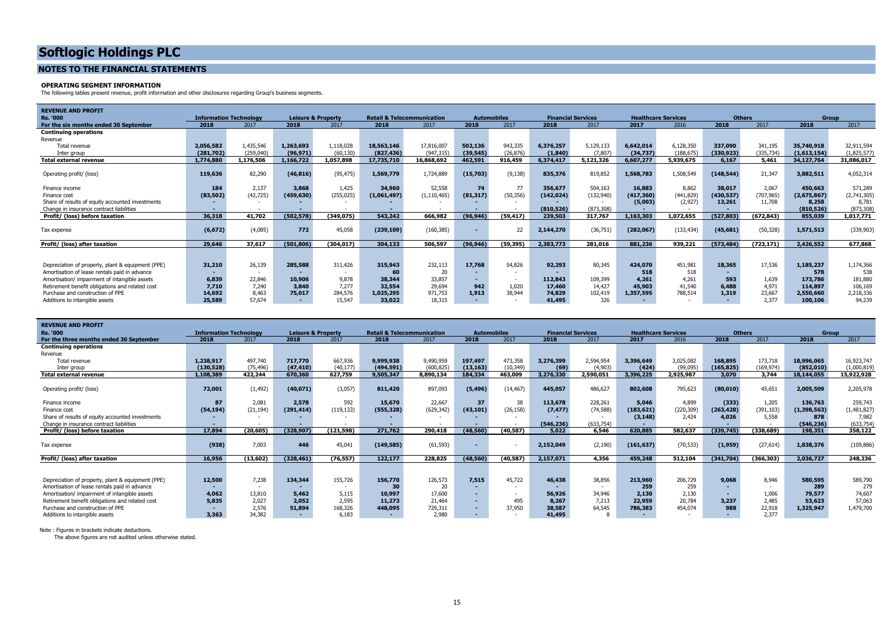# Softlogic Holdings PLC

## NOTES TO THE FINANCIAL STATEMENTS

### OPERATING SEGMENT INFORMATION

The following tables present revenue, profit information and other disclosures regarding Group's business segments.

| REVENUE AND PROFIT | | | | | | | | | | | | | | | | |
|---|---|---|---|---|---|---|---|---|---|---|---|---|---|---|---|---|
| **Rs. '000** | **Information Technology** | | **Leisure & Property** | | **Retail & Telecommunication** | | **Automobiles** | | **Financial Services** | | **Healthcare Services** | | **Others** | | **Group** | |
| **For the six months ended 30 September** | **2018** | 2017 | **2018** | 2017 | **2018** | 2017 | **2018** | 2017 | **2018** | 2017 | **2017** | 2016 | **2018** | 2017 | **2018** | 2017 |
| **Continuing operations** | | | | | | | | | | | | | | | | |
| Revenue | | | | | | | | | | | | | | | | |
| Total revenue | **2,056,582** | 1,435,546 | **1,263,693** | 1,118,028 | **18,563,146** | 17,816,007 | **502,136** | 943,335 | **6,376,257** | 5,129,133 | **6,642,014** | 6,128,350 | **337,090** | 341,195 | **35,740,918** | 32,911,594 |
| Inter group | **(281,702)** | (259,040) | **(96,971)** | (60,130) | **(827,436)** | (947,315) | **(39,545)** | (26,876) | **(1,840)** | (7,807) | **(34,737)** | (188,675) | **(330,923)** | (335,734) | **(1,613,154)** | (1,825,577) |
| **Total external revenue** | **1,774,880** | **1,176,506** | **1,166,722** | **1,057,898** | **17,735,710** | **16,868,692** | **462,591** | **916,459** | **6,374,417** | **5,121,326** | **6,607,277** | **5,939,675** | **6,167** | **5,461** | **34,127,764** | **31,086,017** |
| Operating profit/ (loss) | **119,636** | 82,290 | **(46,816)** | (95,475) | **1,569,779** | 1,724,889 | **(15,703)** | (9,138) | **835,376** | 819,852 | **1,568,783** | 1,508,549 | **(148,544)** | 21,347 | **3,882,511** | 4,052,314 |
| Finance income | **184** | 2,137 | **3,868** | 1,425 | **34,960** | 52,558 | **74** | 77 | **356,677** | 504,163 | **16,883** | 8,862 | **38,017** | 2,067 | **450,663** | 571,289 |
| Finance cost | **(83,502)** | (42,725) | **(459,630)** | (255,025) | **(1,061,497)** | (1,110,465) | **(81,317)** | (50,356) | **(142,024)** | (132,940) | **(417,360)** | (441,829) | **(430,537)** | (707,965) | **(2,675,867)** | (2,741,305) |
| Share of results of equity accounted investments | **-** | - | **-** | - | **-** | - | **-** | - | **-** | - | **(5,003)** | (2,927) | **13,261** | 11,708 | **8,258** | 8,781 |
| Change in insurance contract liabilities | **-** | - | **-** | - | **-** | - | **-** | - | **(810,526)** | (873,308) | **-** | - | **-** | - | **(810,526)** | (873,308) |
| **Profit/ (loss) before taxation** | **36,318** | **41,702** | **(502,578)** | **(349,075)** | **543,242** | **666,982** | **(96,946)** | **(59,417)** | **239,503** | **317,767** | **1,163,303** | **1,072,655** | **(527,803)** | **(672,843)** | **855,039** | **1,017,771** |
| Tax expense | **(6,672)** | (4,085) | **772** | 45,058 | **(239,109)** | (160,385) | **-** | 22 | **2,144,270** | (36,751) | **(282,067)** | (133,434) | **(45,681)** | (50,328) | **1,571,513** | (339,903) |
| **Profit/ (loss) after taxation** | **29,646** | **37,617** | **(501,806)** | **(304,017)** | **304,133** | **506,597** | **(96,946)** | **(59,395)** | **2,383,773** | **281,016** | **881,236** | **939,221** | **(573,484)** | **(723,171)** | **2,426,552** | **677,868** |
| Depreciation of property, plant & equipment (PPE) | **31,210** | 26,139 | **285,588** | 311,426 | **315,943** | 232,113 | **17,768** | 54,826 | **92,293** | 80,345 | **424,070** | 451,981 | **18,365** | 17,536 | **1,185,237** | 1,174,366 |
| Amortisation of lease rentals paid in advance | **-** | - | **-** | - | **60** | 20 | **-** | - | **-** | - | **518** | 518 | **-** | - | **578** | 538 |
| Amortisation/ impairment of intangible assets | **6,839** | 22,846 | **10,906** | 9,878 | **38,344** | 33,857 | **-** | - | **112,843** | 109,399 | **4,261** | 4,261 | **593** | 1,639 | **173,786** | 181,880 |
| Retirement benefit obligations and related cost | **7,710** | 7,240 | **3,840** | 7,277 | **32,554** | 29,694 | **942** | 1,020 | **17,460** | 14,427 | **45,903** | 41,540 | **6,488** | 4,971 | **114,897** | 106,169 |
| Purchase and construction of PPE | **14,692** | 8,463 | **75,017** | 284,576 | **1,025,295** | 971,753 | **1,913** | 38,944 | **74,829** | 102,419 | **1,357,595** | 788,514 | **1,319** | 23,667 | **2,550,660** | 2,218,336 |
| Additions to intangible assets | **25,589** | 57,674 | **-** | 15,547 | **33,022** | 18,315 | **-** | - | **41,495** | 326 | **-** | - | **-** | 2,377 | **100,106** | 94,239 |

| REVENUE AND PROFIT | | | | | | | | | | | | | | | | |
|---|---|---|---|---|---|---|---|---|---|---|---|---|---|---|---|---|
| **Rs. '000** | **Information Technology** | | **Leisure & Property** | | **Retail & Telecommunication** | | **Automobiles** | | **Financial Services** | | **Healthcare Services** | | **Others** | | **Group** | |
| **For the three months ended 30 September** | **2018** | 2017 | **2018** | 2017 | **2018** | 2017 | **2018** | 2017 | **2018** | 2017 | **2017** | 2016 | **2018** | 2017 | **2018** | 2017 |
| **Continuing operations** | | | | | | | | | | | | | | | | |
| Revenue | | | | | | | | | | | | | | | | |
| Total revenue | **1,238,917** | 497,740 | **717,770** | 667,936 | **9,999,938** | 9,490,959 | **197,497** | 473,358 | **3,276,399** | 2,594,954 | **3,396,649** | 3,025,082 | **168,895** | 173,718 | **18,996,065** | 16,923,747 |
| Inter group | **(130,528)** | (75,496) | **(47,410)** | (40,177) | **(494,591)** | (600,825) | **(13,163)** | (10,349) | **(69)** | (4,903) | **(424)** | (99,095) | **(165,825)** | (169,974) | **(852,010)** | (1,000,819) |
| **Total external revenue** | **1,108,389** | **422,244** | **670,360** | **627,759** | **9,505,347** | **8,890,134** | **184,334** | **463,009** | **3,276,330** | **2,590,051** | **3,396,225** | **2,925,987** | **3,070** | **3,744** | **18,144,055** | **15,922,928** |
| Operating profit/ (loss) | **72,001** | (1,492) | **(40,071)** | (3,057) | **811,420** | 897,093 | **(5,496)** | (14,467) | **445,057** | 486,627 | **802,608** | 795,623 | **(80,010)** | 45,651 | **2,005,509** | 2,205,978 |
| Finance income | **87** | 2,081 | **2,578** | 592 | **15,670** | 22,667 | **37** | 38 | **113,678** | 228,261 | **5,046** | 4,899 | **(333)** | 1,205 | **136,763** | 259,743 |
| Finance cost | **(54,194)** | (21,194) | **(291,414)** | (119,133) | **(555,328)** | (629,342) | **(43,101)** | (26,158) | **(7,477)** | (74,588) | **(183,621)** | (220,309) | **(263,428)** | (391,103) | **(1,398,563)** | (1,481,827) |
| Share of results of equity accounted investments | **-** | - | **-** | - | **-** | - | **-** | - | **-** | - | **(3,148)** | 2,424 | **4,026** | 5,558 | **878** | 7,982 |
| Change in insurance contract liabilities | **-** | - | **-** | - | **-** | - | **-** | - | **(546,236)** | (633,754) | **-** | - | **-** | - | **(546,236)** | (633,754) |
| **Profit/ (loss) before taxation** | **17,894** | **(20,605)** | **(328,907)** | **(121,598)** | **271,762** | **290,418** | **(48,560)** | **(40,587)** | **5,022** | **6,546** | **620,885** | **582,637** | **(339,745)** | **(338,689)** | **198,351** | **358,122** |
| Tax expense | **(938)** | 7,003 | **446** | 45,041 | **(149,585)** | (61,593) | **-** | - | **2,152,049** | (2,190) | **(161,637)** | (70,533) | **(1,959)** | (27,614) | **1,838,376** | (109,886) |
| **Profit/ (loss) after taxation** | **16,956** | **(13,602)** | **(328,461)** | **(76,557)** | **122,177** | **228,825** | **(48,560)** | **(40,587)** | **2,157,071** | **4,356** | **459,248** | **512,104** | **(341,704)** | **(366,303)** | **2,036,727** | **248,236** |
| Depreciation of property, plant & equipment (PPE) | **12,500** | 7,238 | **134,344** | 155,726 | **156,770** | 126,573 | **7,515** | 45,722 | **46,438** | 38,856 | **213,960** | 206,729 | **9,068** | 8,946 | **580,595** | 589,790 |
| Amortisation of lease rentals paid in advance | **-** | - | **-** | - | **30** | 20 | **-** | - | **-** | - | **259** | 259 | **-** | - | **289** | 279 |
| Amortisation/ impairment of intangible assets | **4,062** | 13,810 | **5,462** | 5,115 | **10,997** | 17,600 | **-** | - | **56,926** | 34,946 | **2,130** | 2,130 | **-** | 1,006 | **79,577** | 74,607 |
| Retirement benefit obligations and related cost | **5,835** | 2,027 | **2,052** | 2,595 | **11,273** | 21,464 | **-** | 495 | **8,267** | 7,213 | **22,959** | 20,784 | **3,237** | 2,485 | **53,623** | 57,063 |
| Purchase and construction of PPE | **-** | 2,576 | **51,894** | 168,326 | **448,095** | 729,311 | **-** | 37,950 | **38,587** | 64,545 | **786,383** | 454,074 | **988** | 22,918 | **1,325,947** | 1,479,700 |
| Additions to intangible assets | **3,363** | 34,382 | **-** | 6,183 | **-** | 2,980 | **-** | - | **41,495** | 8 | **-** | - | **-** | 2,377 | | |

Note : Figures in brackets indicate deductions.

The above figures are not audited unless otherwise stated.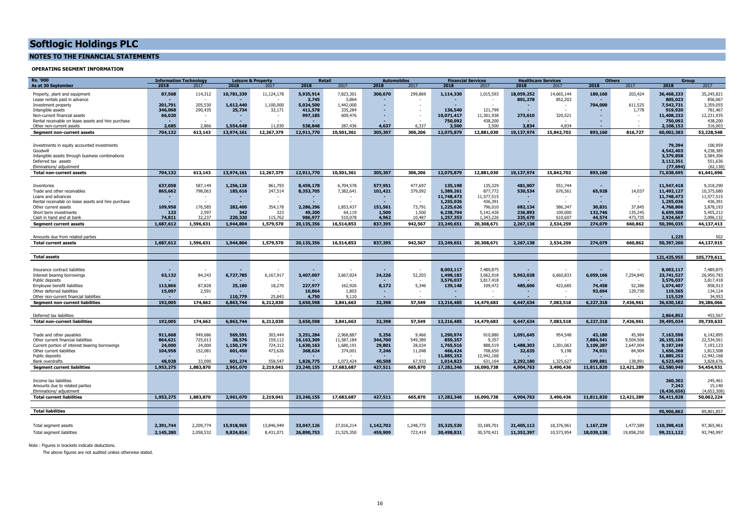# Softlogic Holdings PLC

## NOTES TO THE FINANCIAL STATEMENTS

### OPERATING SEGMENT INFORMATION

| Rs. '000 | Information Technology | | Leisure & Property | | Retail | | Automobiles | | Financial Services | | Healthcare Services | | Others | | Group | |
|---|---|---|---|---|---|---|---|---|---|---|---|---|---|---|---|---|
| As at 30 September | 2018 | 2017 | 2018 | 2017 | 2018 | 2017 | 2018 | 2017 | 2018 | 2017 | 2018 | 2017 | 2018 | 2017 | 2018 | 2017 |
| Property, plant and equipment | 87,568 | 114,312 | 10,781,339 | 11,124,178 | 5,935,914 | 7,823,301 | 300,670 | 299,869 | 1,114,330 | 1,015,593 | 18,059,252 | 14,665,144 | 189,160 | 203,424 | 36,468,233 | 35,245,821 |
| Lease rentals paid in advance | - | - | - | - | 3,745 | 3,864 | - | - | - | - | 801,278 | 852,203 | - | - | 805,023 | 856,067 |
| Investment property | 201,791 | 205,530 | 1,612,440 | 1,100,000 | 5,024,500 | 1,442,000 | - | - | - | - | - | - | 704,000 | 611,525 | 7,542,731 | 3,359,055 |
| Intangible assets | 346,068 | 290,435 | 25,734 | 32,171 | 411,578 | 335,284 | - | - | 136,540 | 121,799 | - | - | - | 1,778 | 919,920 | 781,467 |
| Non-current financial assets | 66,020 | - | - | - | 997,185 | 609,476 | - | - | 10,071,417 | 11,301,938 | 273,610 | 320,521 | - | - | 11,408,232 | 12,231,935 |
| Rental receivable on lease assets and hire purchase | - | - | - | - | - | - | - | - | 750,092 | 438,200 | - | - | - | - | 750,092 | 438,200 |
| Other non-current assets | 2,685 | 2,866 | 1,554,648 | 11,030 | 538,848 | 287,436 | 4,637 | 6,337 | 3,500 | 3,500 | 3,834 | 4,834 | - | - | 2,108,152 | 316,003 |
| **Segment non-current assets** | **704,132** | **613,143** | **13,974,161** | **12,267,379** | **12,911,770** | **10,501,361** | **305,307** | **306,206** | **12,075,879** | **12,881,030** | **19,137,974** | **15,842,702** | **893,160** | **816,727** | **60,002,383** | **53,228,548** |
| Investments in equity accounted investments | | | | | | | | | | | | | | | 79,394 | 100,959 |
| Goodwill | | | | | | | | | | | | | | | 4,542,403 | 4,238,385 |
| Intangible assets through business combinations | | | | | | | | | | | | | | | 3,379,858 | 3,584,306 |
| Deferred tax assets | | | | | | | | | | | | | | | 3,112,351 | 551,636 |
| Eliminations/ adjustment | | | | | | | | | | | | | | | (77,694) | (62,138) |
| **Total non-current assets** | **704,132** | **613,143** | **13,974,161** | **12,267,379** | **12,911,770** | **10,501,361** | **305,307** | **306,206** | **12,075,879** | **12,881,030** | **19,137,974** | **15,842,702** | **893,160** | | **71,038,695** | **61,641,696** |
| Inventories | 637,058 | 587,149 | 1,256,126 | 861,793 | 8,459,178 | 6,704,578 | 577,951 | 477,697 | 135,198 | 135,329 | 481,907 | 551,744 | - | - | 11,547,418 | 9,318,290 |
| Trade and other receivables | 865,662 | 798,063 | 185,616 | 247,514 | 8,353,705 | 7,382,641 | 101,421 | 379,092 | 1,389,261 | 877,772 | 530,534 | 676,561 | 65,928 | 14,037 | 11,492,127 | 10,375,680 |
| Loans and advances | - | - | - | - | - | - | - | - | 11,748,473 | 11,577,515 | - | - | - | - | 11,748,473 | 11,577,515 |
| Rental receivable on lease assets and hire purchase | - | - | - | - | - | - | - | - | 1,255,036 | 436,391 | - | - | - | - | 1,255,036 | 436,391 |
| Other current assets | 109,958 | 176,585 | 282,400 | 354,178 | 2,286,296 | 1,853,437 | 151,561 | 73,791 | 1,225,626 | 796,010 | 682,134 | 586,347 | 30,831 | 37,845 | 4,768,806 | 3,878,193 |
| Short term investments | 123 | 2,597 | 342 | 323 | 49,200 | 64,119 | 1,500 | 1,500 | 6,238,704 | 5,142,428 | 236,893 | 109,000 | 132,746 | 135,245 | 6,659,508 | 5,455,212 |
| Cash in hand and at bank | 74,811 | 32,237 | 220,320 | 115,762 | 986,977 | 510,078 | 4,962 | 10,487 | 1,257,353 | 1,343,226 | 335,670 | 610,607 | 44,574 | 473,735 | 2,924,667 | 3,096,132 |
| **Segment current assets** | **1,687,612** | **1,596,631** | **1,944,804** | **1,579,570** | **20,135,356** | **16,514,853** | **837,395** | **942,567** | **23,249,651** | **20,308,671** | **2,267,138** | **2,534,259** | **274,079** | **660,862** | **50,396,035** | **44,137,413** |
| Amounts due from related parties | | | | | | | | | | | | | | | 1,225 | 502 |
| **Total current assets** | **1,687,612** | **1,596,631** | **1,944,804** | **1,579,570** | **20,135,356** | **16,514,853** | **837,395** | **942,567** | **23,249,651** | **20,308,671** | **2,267,138** | **2,534,259** | **274,079** | **660,862** | **50,397,260** | **44,137,915** |
| **Total assets** | | | | | | | | | | | | | | | **121,435,955** | **105,779,611** |
| Insurance contract liabilities | - | - | - | - | - | - | - | - | 8,003,117 | 7,489,875 | - | - | - | - | 8,003,117 | 7,489,875 |
| Interest bearing borrowings | 63,132 | 84,243 | 6,727,785 | 6,167,917 | 3,407,007 | 3,667,824 | 24,226 | 52,203 | 1,498,183 | 3,062,918 | 5,962,028 | 6,660,833 | 6,059,166 | 7,254,845 | 23,741,527 | 26,950,783 |
| Public deposits | - | - | - | - | - | - | - | - | 3,576,037 | 3,817,418 | - | - | - | - | 3,576,037 | 3,817,418 |
| Employee benefit liabilities | 113,866 | 87,828 | 25,180 | 18,270 | 227,977 | 162,926 | 8,172 | 5,346 | 139,148 | 109,472 | 485,606 | 422,685 | 74,458 | 52,386 | 1,074,407 | 858,913 |
| Other deferred liabilities | 15,007 | 2,591 | - | - | 10,864 | 1,803 | - | - | - | - | - | - | 93,694 | 129,730 | 119,565 | 134,124 |
| Other non-current financial liabilities | - | - | 110,779 | 25,843 | 4,750 | 9,110 | - | - | - | - | - | - | - | - | 115,529 | 34,953 |
| **Segment non-current liabilities** | **192,005** | **174,662** | **6,863,744** | **6,212,030** | **3,650,598** | **3,841,663** | **32,398** | **57,549** | **13,216,485** | **14,479,683** | **6,447,634** | **7,083,518** | **6,227,318** | **7,436,961** | **36,630,182** | **39,286,066** |
| Deferred tax liabilities | | | | | | | | | | | | | | | 2,864,852 | 453,567 |
| **Total non-current liabilities** | **192,005** | **174,662** | **6,863,744** | **6,212,030** | **3,650,598** | **3,841,663** | **32,398** | **57,549** | **13,216,485** | **14,479,683** | **6,447,634** | **7,083,518** | **6,227,318** | **7,436,961** | **39,495,034** | **39,739,633** |
| Trade and other payables | 911,668 | 949,686 | 569,591 | 303,444 | 3,251,284 | 2,968,887 | 5,256 | 9,466 | 1,290,974 | 910,880 | 1,091,645 | 954,548 | 43,180 | 45,984 | 7,163,598 | 6,142,895 |
| Other current financial liabilities | 864,621 | 725,013 | 38,576 | 159,112 | 16,163,309 | 11,587,184 | 344,700 | 549,389 | 859,357 | 9,357 | - | - | 7,884,541 | 9,504,506 | 26,155,104 | 22,534,561 |
| Current portion of interest bearing borrowings | 24,000 | 24,000 | 1,150,179 | 724,312 | 1,630,163 | 1,680,191 | 29,801 | 28,034 | 1,765,516 | 888,519 | 1,488,303 | 1,201,063 | 3,109,287 | 2,647,004 | 9,197,249 | 7,193,123 |
| Other current liabilities | 104,958 | 152,081 | 601,450 | 473,626 | 368,624 | 374,001 | 7,246 | 11,048 | 466,424 | 708,650 | 32,635 | 9,198 | 74,931 | 84,904 | 1,656,268 | 1,813,508 |
| Public deposits | - | - | - | - | - | - | - | - | 11,885,252 | 12,942,168 | - | - | - | - | 11,885,252 | 12,942,168 |
| Bank overdrafts | 48,028 | 33,090 | 601,274 | 558,547 | 1,826,775 | 1,073,424 | 40,508 | 67,933 | 1,014,823 | 631,164 | 2,292,180 | 1,325,627 | 699,881 | 138,891 | 6,523,469 | 3,828,676 |
| **Segment current liabilities** | **1,953,275** | **1,883,870** | **2,961,070** | **2,219,041** | **23,240,155** | **17,683,687** | **427,511** | **665,870** | **17,282,346** | **16,090,738** | **4,904,763** | **3,490,436** | **11,811,820** | **12,421,289** | **62,580,940** | **54,454,931** |
| Income tax liabilities | | | | | | | | | | | | | | | 260,302 | 245,461 |
| Amounts due to related parties | | | | | | | | | | | | | | | 7,242 | 15,140 |
| Eliminations/ adjustment | | | | | | | | | | | | | | | (6,436,656) | (4,653,308) |
| **Total current liabilities** | **1,953,275** | **1,883,870** | **2,961,070** | **2,219,041** | **23,240,155** | **17,683,687** | **427,511** | **665,870** | **17,282,346** | **16,090,738** | **4,904,763** | **3,490,436** | **11,811,820** | **12,421,289** | **56,411,828** | **50,062,224** |
| **Total liabilities** | | | | | | | | | | | | | | | **95,906,862** | **89,801,857** |
| Total segment assets | 2,391,744 | 2,209,774 | 15,918,965 | 13,846,949 | 33,047,126 | 27,016,214 | 1,142,702 | 1,248,773 | 35,325,530 | 33,189,701 | 21,405,112 | 18,376,961 | 1,167,239 | 1,477,589 | 110,398,418 | 97,365,961 |
| Total segment liabilities | 2,145,280 | 2,058,532 | 9,824,814 | 8,431,071 | 26,890,753 | 21,525,350 | 459,909 | 723,419 | 30,498,831 | 30,570,421 | 11,352,397 | 10,573,954 | 18,039,138 | 19,858,250 | 99,211,122 | 93,740,997 |

Note : Figures in brackets indicate deductions.

The above figures are not audited unless otherwise stated.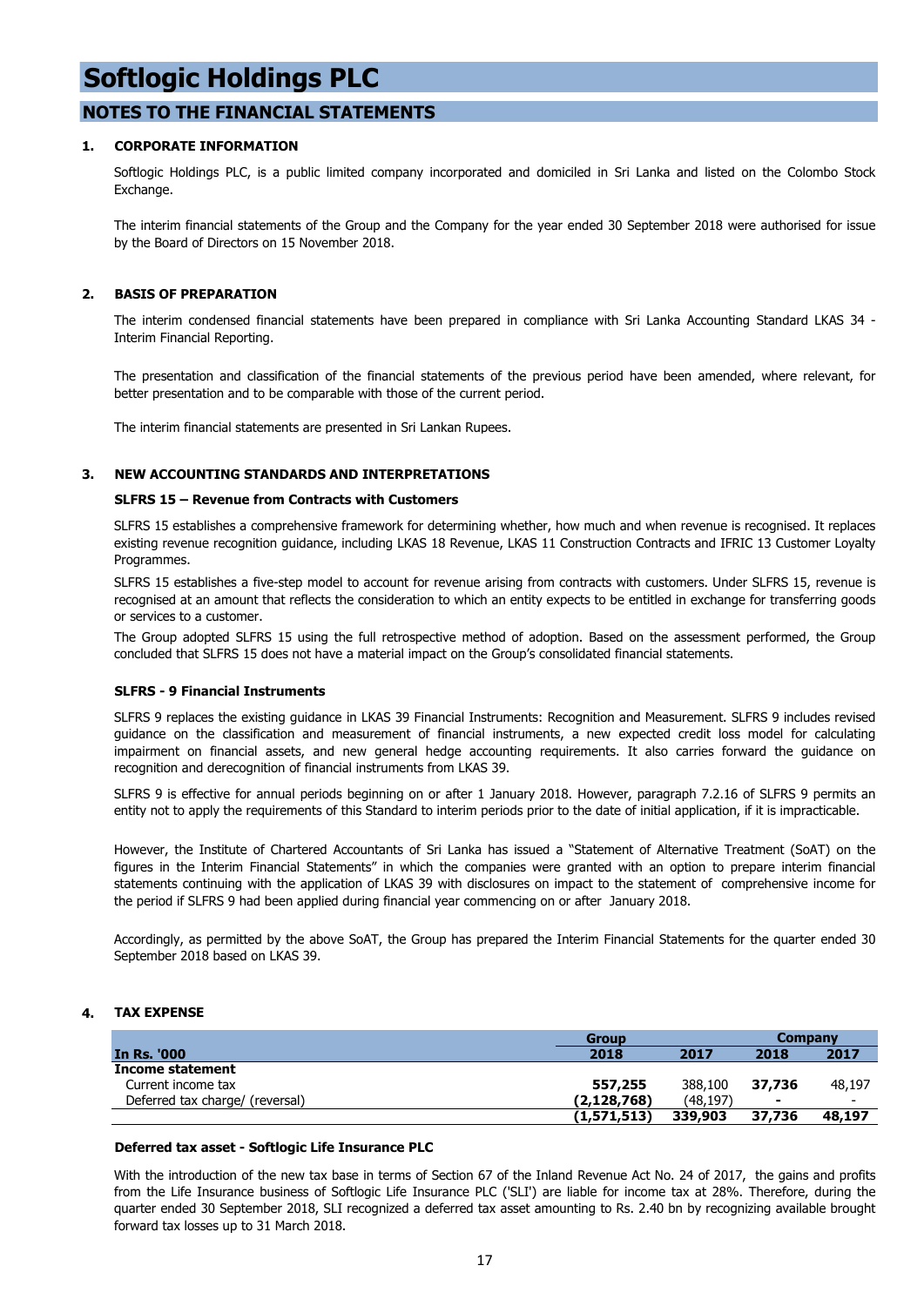# Softlogic Holdings PLC

## NOTES TO THE FINANCIAL STATEMENTS

### 1. CORPORATE INFORMATION

Softlogic Holdings PLC, is a public limited company incorporated and domiciled in Sri Lanka and listed on the Colombo Stock Exchange.

The interim financial statements of the Group and the Company for the year ended 30 September 2018 were authorised for issue by the Board of Directors on 15 November 2018.

### 2. BASIS OF PREPARATION

The interim condensed financial statements have been prepared in compliance with Sri Lanka Accounting Standard LKAS 34 - Interim Financial Reporting.

The presentation and classification of the financial statements of the previous period have been amended, where relevant, for better presentation and to be comparable with those of the current period.

The interim financial statements are presented in Sri Lankan Rupees.

### 3. NEW ACCOUNTING STANDARDS AND INTERPRETATIONS

**SLFRS 15 – Revenue from Contracts with Customers**

SLFRS 15 establishes a comprehensive framework for determining whether, how much and when revenue is recognised. It replaces existing revenue recognition guidance, including LKAS 18 Revenue, LKAS 11 Construction Contracts and IFRIC 13 Customer Loyalty Programmes.

SLFRS 15 establishes a five-step model to account for revenue arising from contracts with customers. Under SLFRS 15, revenue is recognised at an amount that reflects the consideration to which an entity expects to be entitled in exchange for transferring goods or services to a customer.

The Group adopted SLFRS 15 using the full retrospective method of adoption. Based on the assessment performed, the Group concluded that SLFRS 15 does not have a material impact on the Group's consolidated financial statements.

**SLFRS - 9 Financial Instruments**

SLFRS 9 replaces the existing guidance in LKAS 39 Financial Instruments: Recognition and Measurement. SLFRS 9 includes revised guidance on the classification and measurement of financial instruments, a new expected credit loss model for calculating impairment on financial assets, and new general hedge accounting requirements. It also carries forward the guidance on recognition and derecognition of financial instruments from LKAS 39.

SLFRS 9 is effective for annual periods beginning on or after 1 January 2018. However, paragraph 7.2.16 of SLFRS 9 permits an entity not to apply the requirements of this Standard to interim periods prior to the date of initial application, if it is impracticable.

However, the Institute of Chartered Accountants of Sri Lanka has issued a "Statement of Alternative Treatment (SoAT) on the figures in the Interim Financial Statements" in which the companies were granted with an option to prepare interim financial statements continuing with the application of LKAS 39 with disclosures on impact to the statement of comprehensive income for the period if SLFRS 9 had been applied during financial year commencing on or after January 2018.

Accordingly, as permitted by the above SoAT, the Group has prepared the Interim Financial Statements for the quarter ended 30 September 2018 based on LKAS 39.

### 4. TAX EXPENSE

| | Group | | Company | |
|---|---|---|---|---|
| **In Rs. '000** | **2018** | **2017** | **2018** | **2017** |
| **Income statement** | | | | |
| Current income tax | **557,255** | 388,100 | **37,736** | 48,197 |
| Deferred tax charge/ (reversal) | **(2,128,768)** | (48,197) | **-** | - |
| | **(1,571,513)** | **339,903** | **37,736** | **48,197** |

**Deferred tax asset - Softlogic Life Insurance PLC**

With the introduction of the new tax base in terms of Section 67 of the Inland Revenue Act No. 24 of 2017, the gains and profits from the Life Insurance business of Softlogic Life Insurance PLC ('SLI') are liable for income tax at 28%. Therefore, during the quarter ended 30 September 2018, SLI recognized a deferred tax asset amounting to Rs. 2.40 bn by recognizing available brought forward tax losses up to 31 March 2018.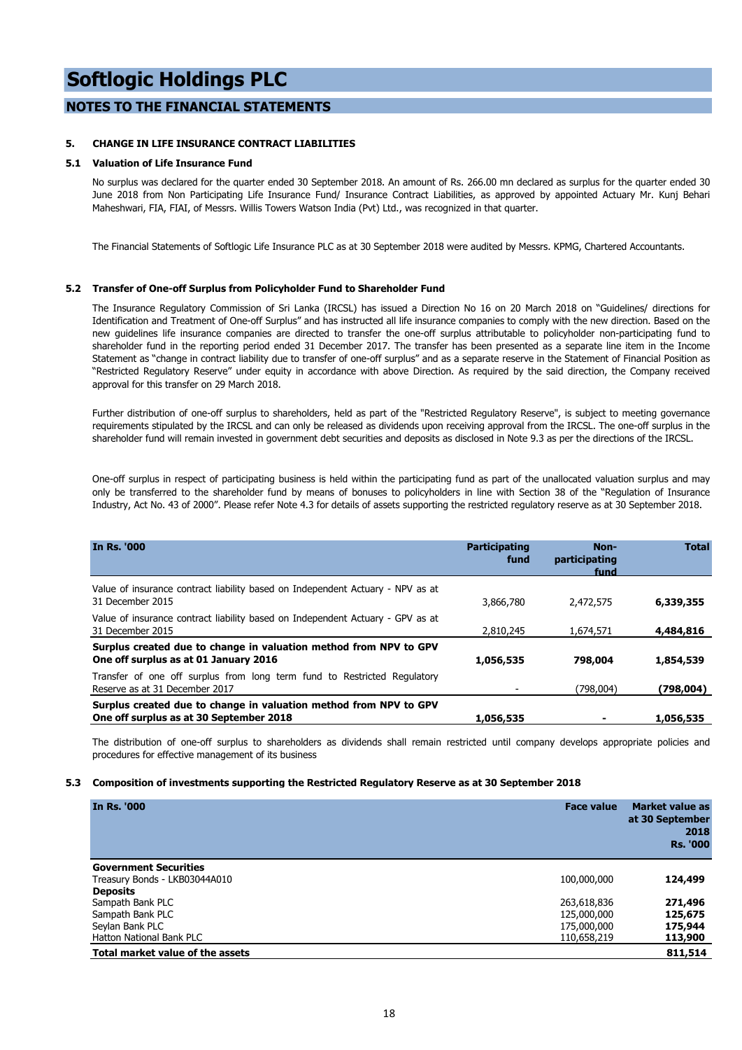# Softlogic Holdings PLC

## NOTES TO THE FINANCIAL STATEMENTS

### 5. CHANGE IN LIFE INSURANCE CONTRACT LIABILITIES

#### 5.1 Valuation of Life Insurance Fund

No surplus was declared for the quarter ended 30 September 2018. An amount of Rs. 266.00 mn declared as surplus for the quarter ended 30 June 2018 from Non Participating Life Insurance Fund/ Insurance Contract Liabilities, as approved by appointed Actuary Mr. Kunj Behari Maheshwari, FIA, FIAI, of Messrs. Willis Towers Watson India (Pvt) Ltd., was recognized in that quarter.

The Financial Statements of Softlogic Life Insurance PLC as at 30 September 2018 were audited by Messrs. KPMG, Chartered Accountants.

#### 5.2 Transfer of One-off Surplus from Policyholder Fund to Shareholder Fund

The Insurance Regulatory Commission of Sri Lanka (IRCSL) has issued a Direction No 16 on 20 March 2018 on "Guidelines/ directions for Identification and Treatment of One-off Surplus" and has instructed all life insurance companies to comply with the new direction. Based on the new guidelines life insurance companies are directed to transfer the one-off surplus attributable to policyholder non-participating fund to shareholder fund in the reporting period ended 31 December 2017. The transfer has been presented as a separate line item in the Income Statement as "change in contract liability due to transfer of one-off surplus" and as a separate reserve in the Statement of Financial Position as "Restricted Regulatory Reserve" under equity in accordance with above Direction. As required by the said direction, the Company received approval for this transfer on 29 March 2018.

Further distribution of one-off surplus to shareholders, held as part of the "Restricted Regulatory Reserve", is subject to meeting governance requirements stipulated by the IRCSL and can only be released as dividends upon receiving approval from the IRCSL. The one-off surplus in the shareholder fund will remain invested in government debt securities and deposits as disclosed in Note 9.3 as per the directions of the IRCSL.

One-off surplus in respect of participating business is held within the participating fund as part of the unallocated valuation surplus and may only be transferred to the shareholder fund by means of bonuses to policyholders in line with Section 38 of the "Regulation of Insurance Industry, Act No. 43 of 2000". Please refer Note 4.3 for details of assets supporting the restricted regulatory reserve as at 30 September 2018.

| In Rs. '000 | Participating fund | Non-participating fund | Total |
|---|---|---|---|
| Value of insurance contract liability based on Independent Actuary - NPV as at 31 December 2015 | 3,866,780 | 2,472,575 | **6,339,355** |
| Value of insurance contract liability based on Independent Actuary - GPV as at 31 December 2015 | 2,810,245 | 1,674,571 | **4,484,816** |
| **Surplus created due to change in valuation method from NPV to GPV One off surplus as at 01 January 2016** | **1,056,535** | **798,004** | **1,854,539** |
| Transfer of one off surplus from long term fund to Restricted Regulatory Reserve as at 31 December 2017 | - | (798,004) | **(798,004)** |
| **Surplus created due to change in valuation method from NPV to GPV One off surplus as at 30 September 2018** | **1,056,535** | **-** | **1,056,535** |

The distribution of one-off surplus to shareholders as dividends shall remain restricted until company develops appropriate policies and procedures for effective management of its business

#### 5.3 Composition of investments supporting the Restricted Regulatory Reserve as at 30 September 2018

| In Rs. '000 | Face value | Market value as at 30 September 2018 Rs. '000 |
|---|---|---|
| **Government Securities** | | |
| Treasury Bonds - LKB03044A010 | 100,000,000 | **124,499** |
| **Deposits** | | |
| Sampath Bank PLC | 263,618,836 | **271,496** |
| Sampath Bank PLC | 125,000,000 | **125,675** |
| Seylan Bank PLC | 175,000,000 | **175,944** |
| Hatton National Bank PLC | 110,658,219 | **113,900** |
| **Total market value of the assets** | | **811,514** |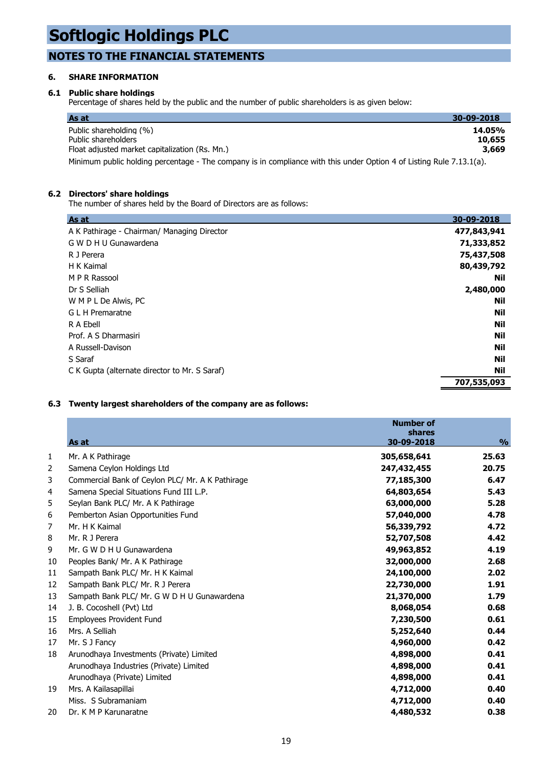# Softlogic Holdings PLC

## NOTES TO THE FINANCIAL STATEMENTS

### 6. SHARE INFORMATION

#### 6.1 Public share holdings

Percentage of shares held by the public and the number of public shareholders is as given below:

| As at | 30-09-2018 |
|---|---|
| Public shareholding (%) | **14.05%** |
| Public shareholders | **10,655** |
| Float adjusted market capitalization (Rs. Mn.) | **3,669** |

Minimum public holding percentage - The company is in compliance with this under Option 4 of Listing Rule 7.13.1(a).

#### 6.2 Directors' share holdings

The number of shares held by the Board of Directors are as follows:

| As at | 30-09-2018 |
|---|---|
| A K Pathirage - Chairman/ Managing Director | **477,843,941** |
| G W D H U Gunawardena | **71,333,852** |
| R J Perera | **75,437,508** |
| H K Kaimal | **80,439,792** |
| M P R Rassool | **Nil** |
| Dr S Selliah | **2,480,000** |
| W M P L De Alwis, PC | **Nil** |
| G L H Premaratne | **Nil** |
| R A Ebell | **Nil** |
| Prof. A S Dharmasiri | **Nil** |
| A Russell-Davison | **Nil** |
| S Saraf | **Nil** |
| C K Gupta (alternate director to Mr. S Saraf) | **Nil** |
| | **707,535,093** |

#### 6.3 Twenty largest shareholders of the company are as follows:

| | As at | Number of shares 30-09-2018 | % |
|---|---|---|---|
| 1 | Mr. A K Pathirage | **305,658,641** | **25.63** |
| 2 | Samena Ceylon Holdings Ltd | **247,432,455** | **20.75** |
| 3 | Commercial Bank of Ceylon PLC/ Mr. A K Pathirage | **77,185,300** | **6.47** |
| 4 | Samena Special Situations Fund III L.P. | **64,803,654** | **5.43** |
| 5 | Seylan Bank PLC/ Mr. A K Pathirage | **63,000,000** | **5.28** |
| 6 | Pemberton Asian Opportunities Fund | **57,040,000** | **4.78** |
| 7 | Mr. H K Kaimal | **56,339,792** | **4.72** |
| 8 | Mr. R J Perera | **52,707,508** | **4.42** |
| 9 | Mr. G W D H U Gunawardena | **49,963,852** | **4.19** |
| 10 | Peoples Bank/ Mr. A K Pathirage | **32,000,000** | **2.68** |
| 11 | Sampath Bank PLC/ Mr. H K Kaimal | **24,100,000** | **2.02** |
| 12 | Sampath Bank PLC/ Mr. R J Perera | **22,730,000** | **1.91** |
| 13 | Sampath Bank PLC/ Mr. G W D H U Gunawardena | **21,370,000** | **1.79** |
| 14 | J. B. Cocoshell (Pvt) Ltd | **8,068,054** | **0.68** |
| 15 | Employees Provident Fund | **7,230,500** | **0.61** |
| 16 | Mrs. A Selliah | **5,252,640** | **0.44** |
| 17 | Mr. S J Fancy | **4,960,000** | **0.42** |
| 18 | Arunodhaya Investments (Private) Limited | **4,898,000** | **0.41** |
| | Arunodhaya Industries (Private) Limited | **4,898,000** | **0.41** |
| | Arunodhaya (Private) Limited | **4,898,000** | **0.41** |
| 19 | Mrs. A Kailasapillai | **4,712,000** | **0.40** |
| | Miss. S Subramaniam | **4,712,000** | **0.40** |
| 20 | Dr. K M P Karunaratne | **4,480,532** | **0.38** |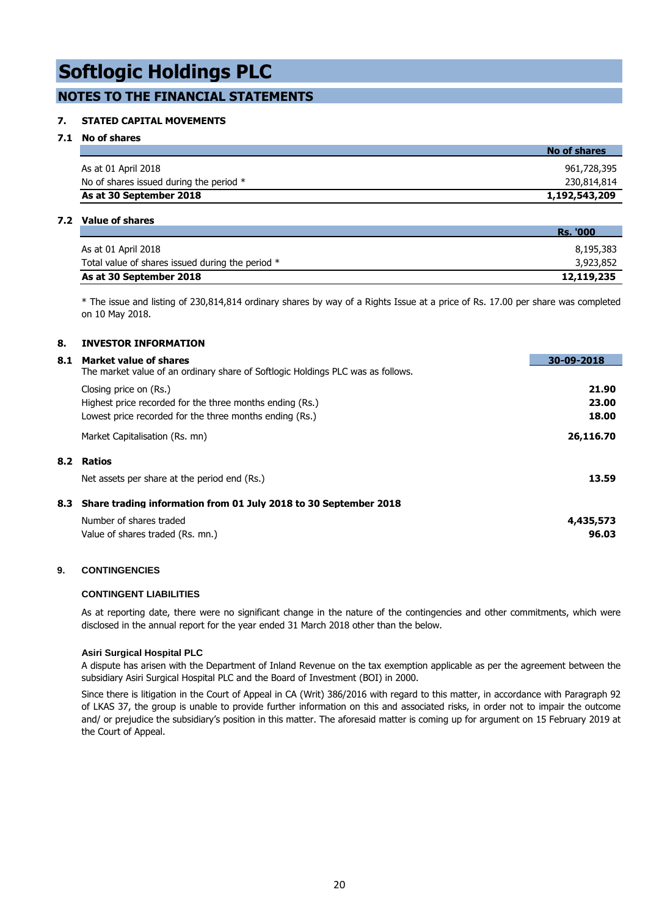# Softlogic Holdings PLC

## NOTES TO THE FINANCIAL STATEMENTS

### 7. STATED CAPITAL MOVEMENTS

#### 7.1 No of shares

| | No of shares |
|---|---|
| As at 01 April 2018 | 961,728,395 |
| No of shares issued during the period * | 230,814,814 |
| **As at 30 September 2018** | **1,192,543,209** |

#### 7.2 Value of shares

| | Rs. '000 |
|---|---|
| As at 01 April 2018 | 8,195,383 |
| Total value of shares issued during the period * | 3,923,852 |
| **As at 30 September 2018** | **12,119,235** |

* The issue and listing of 230,814,814 ordinary shares by way of a Rights Issue at a price of Rs. 17.00 per share was completed on 10 May 2018.

### 8. INVESTOR INFORMATION

#### 8.1 Market value of shares

The market value of an ordinary share of Softlogic Holdings PLC was as follows.

| | 30-09-2018 |
|---|---|
| Closing price on (Rs.) | **21.90** |
| Highest price recorded for the three months ending (Rs.) | **23.00** |
| Lowest price recorded for the three months ending (Rs.) | **18.00** |
| Market Capitalisation (Rs. mn) | **26,116.70** |

#### 8.2 Ratios

| | |
|---|---|
| Net assets per share at the period end (Rs.) | **13.59** |

#### 8.3 Share trading information from 01 July 2018 to 30 September 2018

| | |
|---|---|
| Number of shares traded | **4,435,573** |
| Value of shares traded (Rs. mn.) | **96.03** |

### 9. CONTINGENCIES

**CONTINGENT LIABILITIES**

As at reporting date, there were no significant change in the nature of the contingencies and other commitments, which were disclosed in the annual report for the year ended 31 March 2018 other than the below.

**Asiri Surgical Hospital PLC**

A dispute has arisen with the Department of Inland Revenue on the tax exemption applicable as per the agreement between the subsidiary Asiri Surgical Hospital PLC and the Board of Investment (BOI) in 2000.

Since there is litigation in the Court of Appeal in CA (Writ) 386/2016 with regard to this matter, in accordance with Paragraph 92 of LKAS 37, the group is unable to provide further information on this and associated risks, in order not to impair the outcome and/ or prejudice the subsidiary's position in this matter. The aforesaid matter is coming up for argument on 15 February 2019 at the Court of Appeal.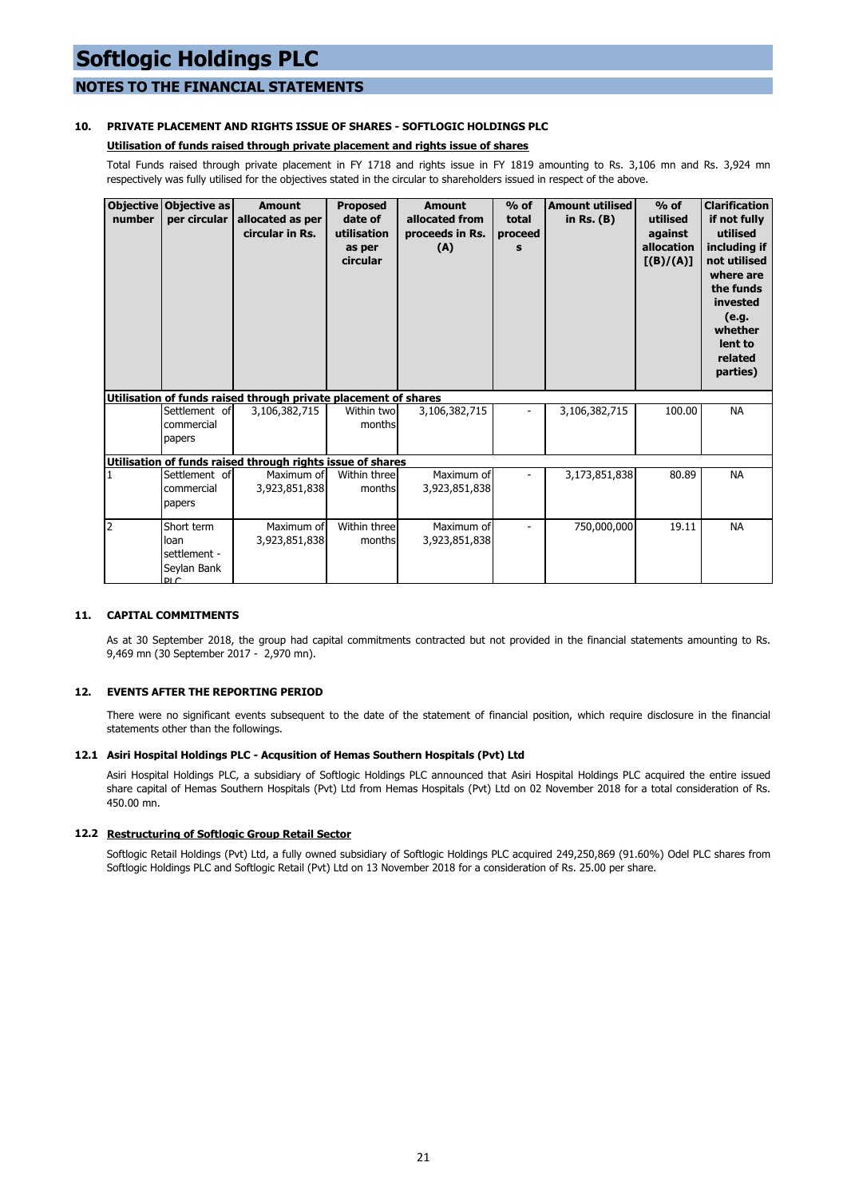# Softlogic Holdings PLC

## NOTES TO THE FINANCIAL STATEMENTS

### 10. PRIVATE PLACEMENT AND RIGHTS ISSUE OF SHARES - SOFTLOGIC HOLDINGS PLC

**Utilisation of funds raised through private placement and rights issue of shares**

Total Funds raised through private placement in FY 1718 and rights issue in FY 1819 amounting to Rs. 3,106 mn and Rs. 3,924 mn respectively was fully utilised for the objectives stated in the circular to shareholders issued in respect of the above.

| Objective number | Objective as per circular | Amount allocated as per circular in Rs. | Proposed date of utilisation as per circular | Amount allocated from proceeds in Rs. (A) | % of total proceeds | Amount utilised in Rs. (B) | % of utilised against allocation [(B)/(A)] | Clarification if not fully utilised including if not utilised where are the funds invested (e.g. whether lent to related parties) |
|---|---|---|---|---|---|---|---|---|
| **Utilisation of funds raised through private placement of shares** | | | | | | | | |
| | Settlement of commercial papers | 3,106,382,715 | Within two months | 3,106,382,715 | - | 3,106,382,715 | 100.00 | NA |
| **Utilisation of funds raised through rights issue of shares** | | | | | | | | |
| 1 | Settlement of commercial papers | Maximum of 3,923,851,838 | Within three months | Maximum of 3,923,851,838 | - | 3,173,851,838 | 80.89 | NA |
| 2 | Short term loan settlement - Seylan Bank PLC | Maximum of 3,923,851,838 | Within three months | Maximum of 3,923,851,838 | - | 750,000,000 | 19.11 | NA |

### 11. CAPITAL COMMITMENTS

As at 30 September 2018, the group had capital commitments contracted but not provided in the financial statements amounting to Rs. 9,469 mn (30 September 2017 - 2,970 mn).

### 12. EVENTS AFTER THE REPORTING PERIOD

There were no significant events subsequent to the date of the statement of financial position, which require disclosure in the financial statements other than the followings.

#### 12.1 Asiri Hospital Holdings PLC - Acqusition of Hemas Southern Hospitals (Pvt) Ltd

Asiri Hospital Holdings PLC, a subsidiary of Softlogic Holdings PLC announced that Asiri Hospital Holdings PLC acquired the entire issued share capital of Hemas Southern Hospitals (Pvt) Ltd from Hemas Hospitals (Pvt) Ltd on 02 November 2018 for a total consideration of Rs. 450.00 mn.

#### 12.2 Restructuring of Softlogic Group Retail Sector

Softlogic Retail Holdings (Pvt) Ltd, a fully owned subsidiary of Softlogic Holdings PLC acquired 249,250,869 (91.60%) Odel PLC shares from Softlogic Holdings PLC and Softlogic Retail (Pvt) Ltd on 13 November 2018 for a consideration of Rs. 25.00 per share.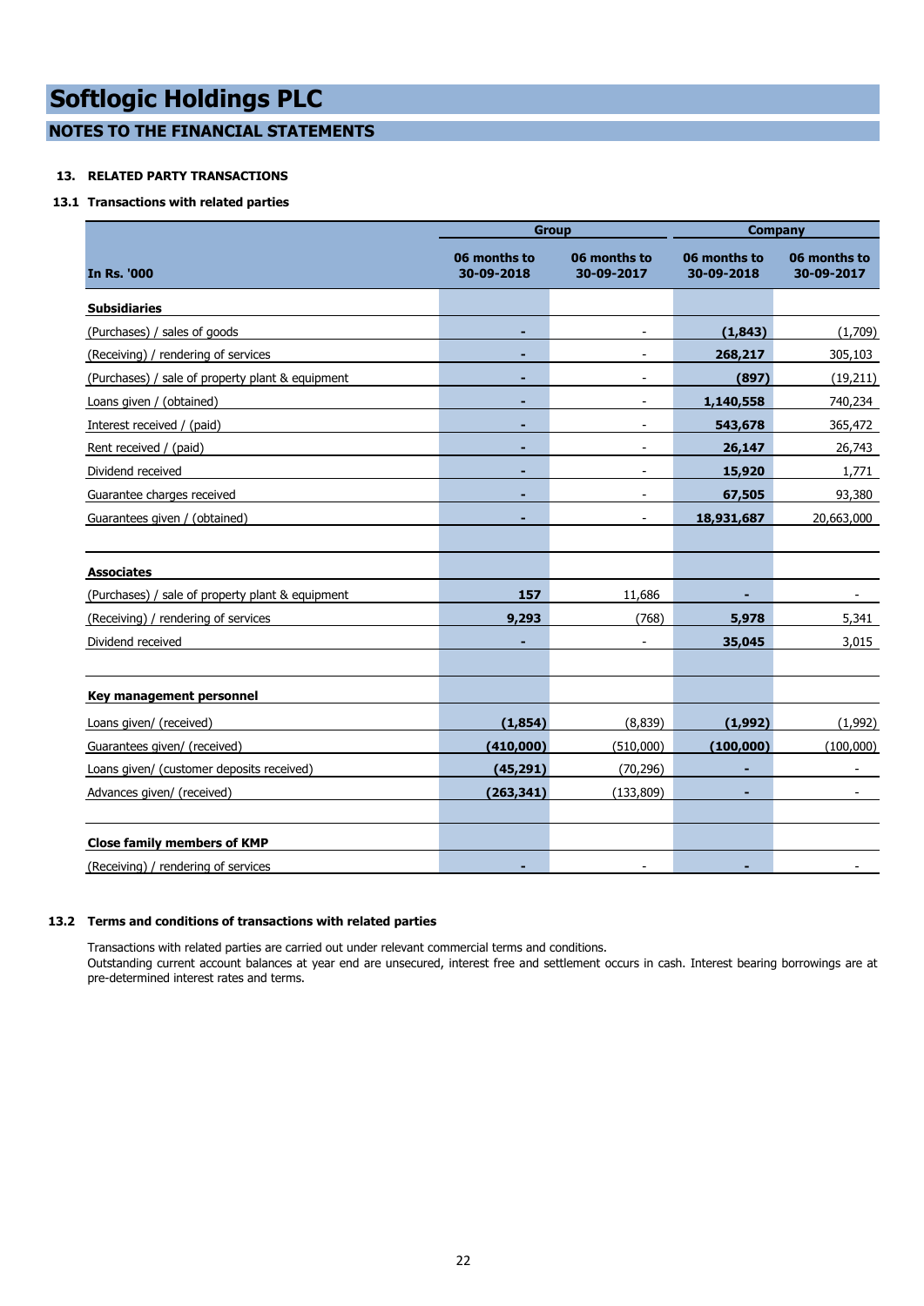# Softlogic Holdings PLC

## NOTES TO THE FINANCIAL STATEMENTS

### 13. RELATED PARTY TRANSACTIONS

#### 13.1 Transactions with related parties

| In Rs. '000 | Group | | Company | |
|---|---|---|---|---|
| | 06 months to 30-09-2018 | 06 months to 30-09-2017 | 06 months to 30-09-2018 | 06 months to 30-09-2017 |
| **Subsidiaries** | | | | |
| (Purchases) / sales of goods | - | - | **(1,843)** | (1,709) |
| (Receiving) / rendering of services | - | - | **268,217** | 305,103 |
| (Purchases) / sale of property plant & equipment | - | - | **(897)** | (19,211) |
| Loans given / (obtained) | - | - | **1,140,558** | 740,234 |
| Interest received / (paid) | - | - | **543,678** | 365,472 |
| Rent received / (paid) | - | - | **26,147** | 26,743 |
| Dividend received | - | - | **15,920** | 1,771 |
| Guarantee charges received | - | - | **67,505** | 93,380 |
| Guarantees given / (obtained) | - | - | **18,931,687** | 20,663,000 |
| | | | | |
| **Associates** | | | | |
| (Purchases) / sale of property plant & equipment | **157** | 11,686 | - | - |
| (Receiving) / rendering of services | **9,293** | (768) | **5,978** | 5,341 |
| Dividend received | - | - | **35,045** | 3,015 |
| | | | | |
| **Key management personnel** | | | | |
| Loans given/ (received) | **(1,854)** | (8,839) | **(1,992)** | (1,992) |
| Guarantees given/ (received) | **(410,000)** | (510,000) | **(100,000)** | (100,000) |
| Loans given/ (customer deposits received) | **(45,291)** | (70,296) | - | - |
| Advances given/ (received) | **(263,341)** | (133,809) | - | - |
| | | | | |
| **Close family members of KMP** | | | | |
| (Receiving) / rendering of services | - | - | - | - |

#### 13.2 Terms and conditions of transactions with related parties

Transactions with related parties are carried out under relevant commercial terms and conditions.
Outstanding current account balances at year end are unsecured, interest free and settlement occurs in cash. Interest bearing borrowings are at pre-determined interest rates and terms.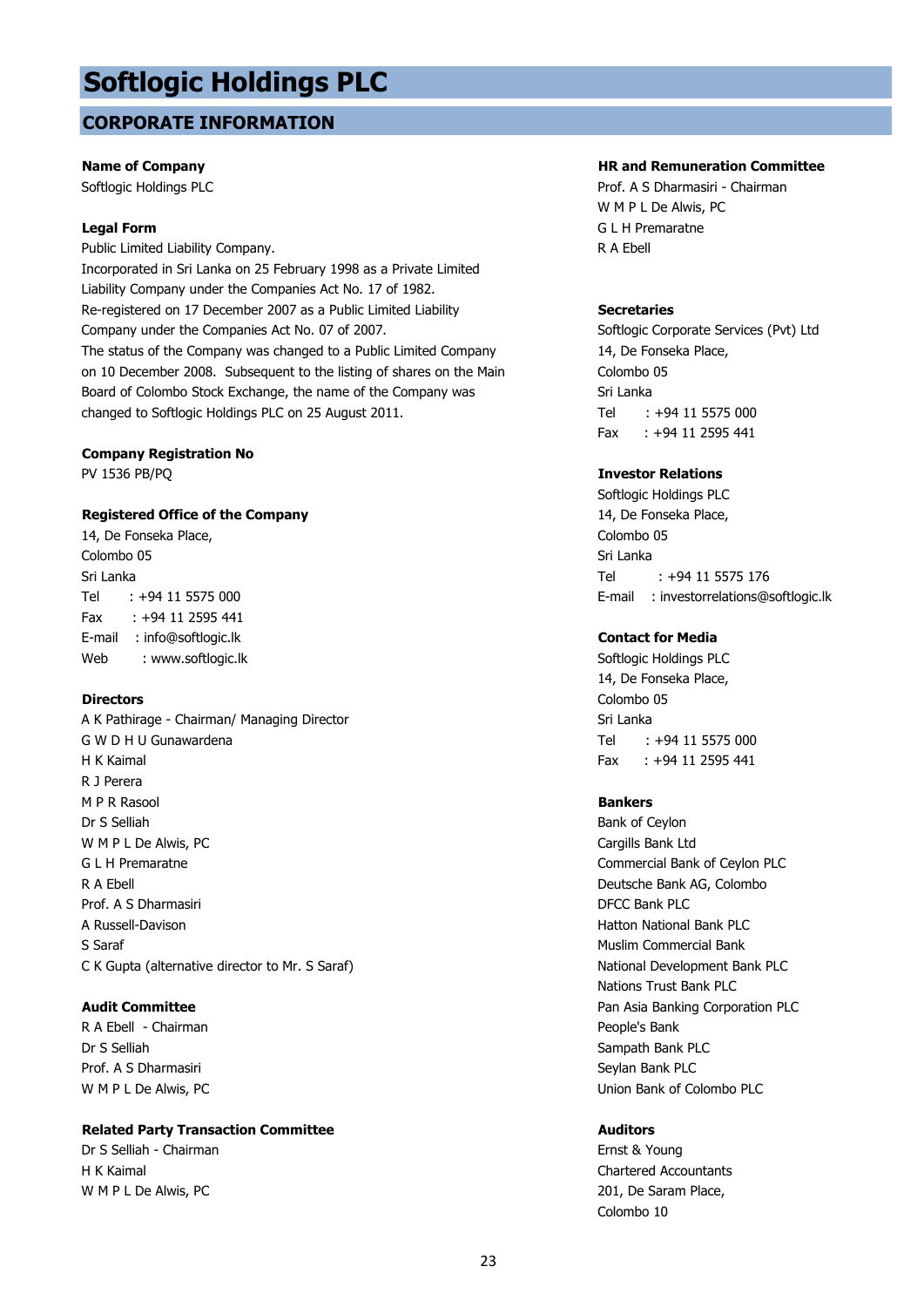# Softlogic Holdings PLC

## CORPORATE INFORMATION

**Name of Company**
Softlogic Holdings PLC

**Legal Form**
Public Limited Liability Company.
Incorporated in Sri Lanka on 25 February 1998 as a Private Limited Liability Company under the Companies Act No. 17 of 1982.
Re-registered on 17 December 2007 as a Public Limited Liability Company under the Companies Act No. 07 of 2007.
The status of the Company was changed to a Public Limited Company on 10 December 2008. Subsequent to the listing of shares on the Main Board of Colombo Stock Exchange, the name of the Company was changed to Softlogic Holdings PLC on 25 August 2011.

**Company Registration No**
PV 1536 PB/PQ

**Registered Office of the Company**
14, De Fonseka Place,
Colombo 05
Sri Lanka
Tel : +94 11 5575 000
Fax : +94 11 2595 441
E-mail : info@softlogic.lk
Web : www.softlogic.lk

**Directors**
A K Pathirage - Chairman/ Managing Director
G W D H U Gunawardena
H K Kaimal
R J Perera
M P R Rasool
Dr S Selliah
W M P L De Alwis, PC
G L H Premaratne
R A Ebell
Prof. A S Dharmasiri
A Russell-Davison
S Saraf
C K Gupta (alternative director to Mr. S Saraf)

**Audit Committee**
R A Ebell - Chairman
Dr S Selliah
Prof. A S Dharmasiri
W M P L De Alwis, PC

**Related Party Transaction Committee**
Dr S Selliah - Chairman
H K Kaimal
W M P L De Alwis, PC

**HR and Remuneration Committee**
Prof. A S Dharmasiri - Chairman
W M P L De Alwis, PC
G L H Premaratne
R A Ebell

**Secretaries**
Softlogic Corporate Services (Pvt) Ltd
14, De Fonseka Place,
Colombo 05
Sri Lanka
Tel : +94 11 5575 000
Fax : +94 11 2595 441

**Investor Relations**
Softlogic Holdings PLC
14, De Fonseka Place,
Colombo 05
Sri Lanka
Tel : +94 11 5575 176
E-mail : investorrelations@softlogic.lk

**Contact for Media**
Softlogic Holdings PLC
14, De Fonseka Place,
Colombo 05
Sri Lanka
Tel : +94 11 5575 000
Fax : +94 11 2595 441

**Bankers**
Bank of Ceylon
Cargills Bank Ltd
Commercial Bank of Ceylon PLC
Deutsche Bank AG, Colombo
DFCC Bank PLC
Hatton National Bank PLC
Muslim Commercial Bank
National Development Bank PLC
Nations Trust Bank PLC
Pan Asia Banking Corporation PLC
People's Bank
Sampath Bank PLC
Seylan Bank PLC
Union Bank of Colombo PLC

**Auditors**
Ernst & Young
Chartered Accountants
201, De Saram Place,
Colombo 10